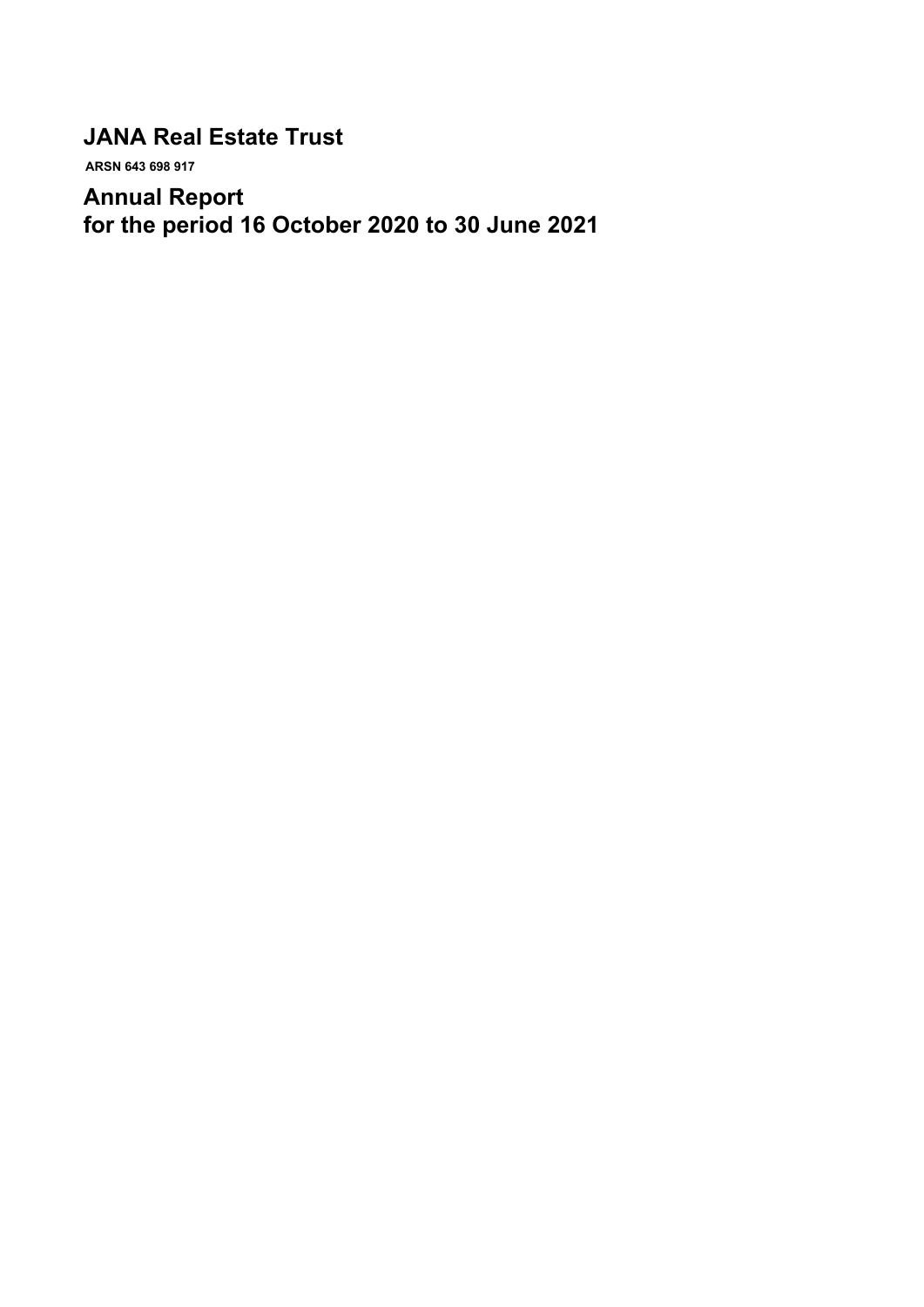# JANA Real Estate Trust

**ARSN 643 698 917**

## Annual Report
## for the period 16 October 2020 to 30 June 2021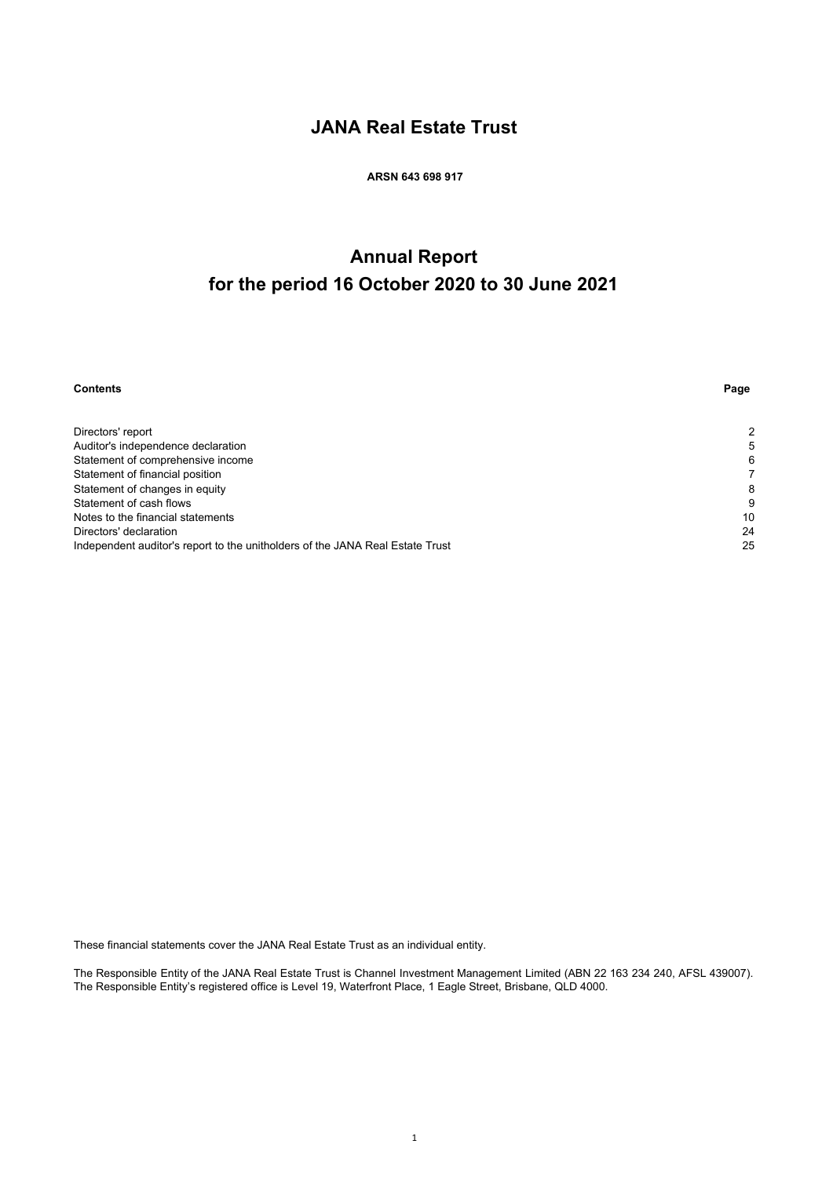# JANA Real Estate Trust

**ARSN 643 698 917**

# Annual Report
# for the period 16 October 2020 to 30 June 2021

| **Contents** | **Page** |
|---|---|
| Directors' report | 2 |
| Auditor's independence declaration | 5 |
| Statement of comprehensive income | 6 |
| Statement of financial position | 7 |
| Statement of changes in equity | 8 |
| Statement of cash flows | 9 |
| Notes to the financial statements | 10 |
| Directors' declaration | 24 |
| Independent auditor's report to the unitholders of the JANA Real Estate Trust | 25 |

These financial statements cover the JANA Real Estate Trust as an individual entity.

The Responsible Entity of the JANA Real Estate Trust is Channel Investment Management Limited (ABN 22 163 234 240, AFSL 439007). The Responsible Entity's registered office is Level 19, Waterfront Place, 1 Eagle Street, Brisbane, QLD 4000.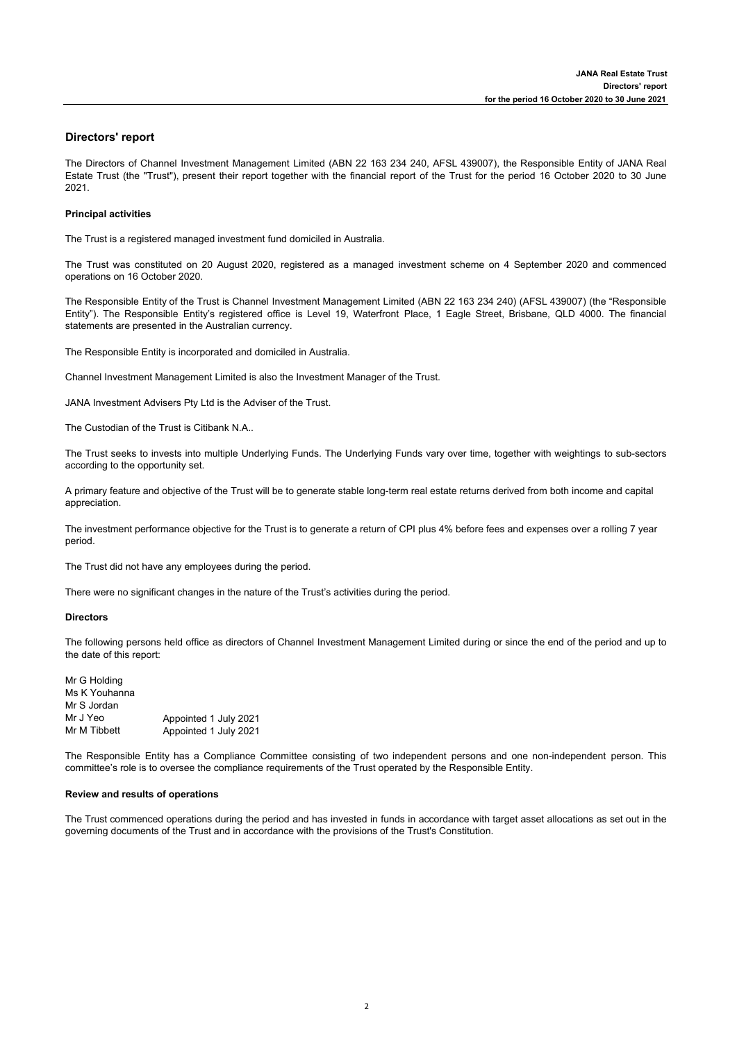# Directors' report

The Directors of Channel Investment Management Limited (ABN 22 163 234 240, AFSL 439007), the Responsible Entity of JANA Real Estate Trust (the "Trust"), present their report together with the financial report of the Trust for the period 16 October 2020 to 30 June 2021.

### Principal activities

The Trust is a registered managed investment fund domiciled in Australia.

The Trust was constituted on 20 August 2020, registered as a managed investment scheme on 4 September 2020 and commenced operations on 16 October 2020.

The Responsible Entity of the Trust is Channel Investment Management Limited (ABN 22 163 234 240) (AFSL 439007) (the "Responsible Entity"). The Responsible Entity's registered office is Level 19, Waterfront Place, 1 Eagle Street, Brisbane, QLD 4000. The financial statements are presented in the Australian currency.

The Responsible Entity is incorporated and domiciled in Australia.

Channel Investment Management Limited is also the Investment Manager of the Trust.

JANA Investment Advisers Pty Ltd is the Adviser of the Trust.

The Custodian of the Trust is Citibank N.A..

The Trust seeks to invests into multiple Underlying Funds. The Underlying Funds vary over time, together with weightings to sub-sectors according to the opportunity set.

A primary feature and objective of the Trust will be to generate stable long-term real estate returns derived from both income and capital appreciation.

The investment performance objective for the Trust is to generate a return of CPI plus 4% before fees and expenses over a rolling 7 year period.

The Trust did not have any employees during the period.

There were no significant changes in the nature of the Trust's activities during the period.

### Directors

The following persons held office as directors of Channel Investment Management Limited during or since the end of the period and up to the date of this report:

| | |
|---|---|
| Mr G Holding | |
| Ms K Youhanna | |
| Mr S Jordan | |
| Mr J Yeo | Appointed 1 July 2021 |
| Mr M Tibbett | Appointed 1 July 2021 |

The Responsible Entity has a Compliance Committee consisting of two independent persons and one non-independent person. This committee's role is to oversee the compliance requirements of the Trust operated by the Responsible Entity.

### Review and results of operations

The Trust commenced operations during the period and has invested in funds in accordance with target asset allocations as set out in the governing documents of the Trust and in accordance with the provisions of the Trust's Constitution.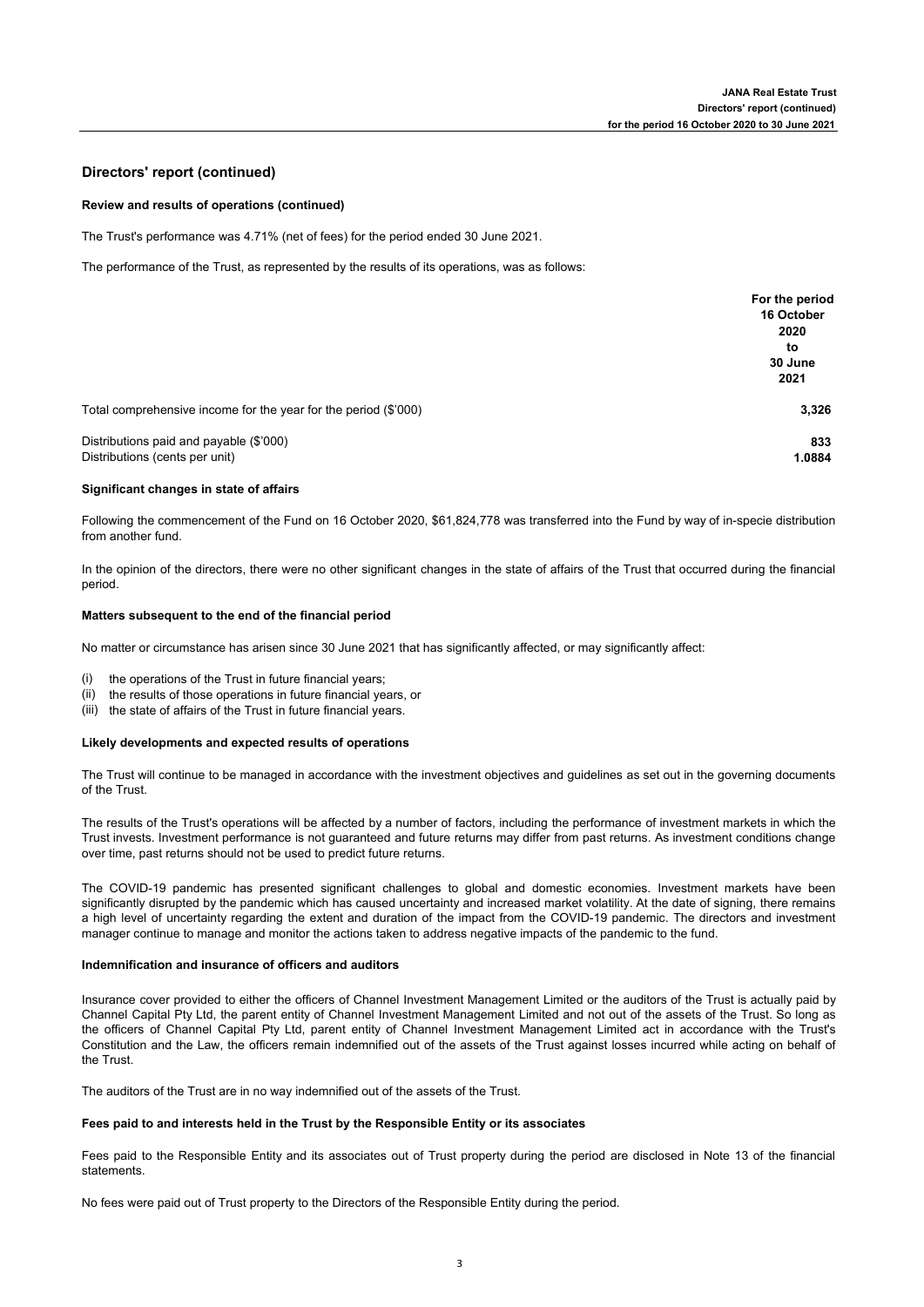## Directors' report (continued)

### Review and results of operations (continued)

The Trust's performance was 4.71% (net of fees) for the period ended 30 June 2021.

The performance of the Trust, as represented by the results of its operations, was as follows:

| | For the period 16 October 2020 to 30 June 2021 |
|---|---|
| Total comprehensive income for the year for the period ($'000) | 3,326 |
| Distributions paid and payable ($'000) | 833 |
| Distributions (cents per unit) | 1.0884 |

### Significant changes in state of affairs

Following the commencement of the Fund on 16 October 2020, $61,824,778 was transferred into the Fund by way of in-specie distribution from another fund.

In the opinion of the directors, there were no other significant changes in the state of affairs of the Trust that occurred during the financial period.

### Matters subsequent to the end of the financial period

No matter or circumstance has arisen since 30 June 2021 that has significantly affected, or may significantly affect:

(i) the operations of the Trust in future financial years;
(ii) the results of those operations in future financial years, or
(iii) the state of affairs of the Trust in future financial years.

### Likely developments and expected results of operations

The Trust will continue to be managed in accordance with the investment objectives and guidelines as set out in the governing documents of the Trust.

The results of the Trust's operations will be affected by a number of factors, including the performance of investment markets in which the Trust invests. Investment performance is not guaranteed and future returns may differ from past returns. As investment conditions change over time, past returns should not be used to predict future returns.

The COVID-19 pandemic has presented significant challenges to global and domestic economies. Investment markets have been significantly disrupted by the pandemic which has caused uncertainty and increased market volatility. At the date of signing, there remains a high level of uncertainty regarding the extent and duration of the impact from the COVID-19 pandemic. The directors and investment manager continue to manage and monitor the actions taken to address negative impacts of the pandemic to the fund.

### Indemnification and insurance of officers and auditors

Insurance cover provided to either the officers of Channel Investment Management Limited or the auditors of the Trust is actually paid by Channel Capital Pty Ltd, the parent entity of Channel Investment Management Limited and not out of the assets of the Trust. So long as the officers of Channel Capital Pty Ltd, parent entity of Channel Investment Management Limited act in accordance with the Trust's Constitution and the Law, the officers remain indemnified out of the assets of the Trust against losses incurred while acting on behalf of the Trust.

The auditors of the Trust are in no way indemnified out of the assets of the Trust.

### Fees paid to and interests held in the Trust by the Responsible Entity or its associates

Fees paid to the Responsible Entity and its associates out of Trust property during the period are disclosed in Note 13 of the financial statements.

No fees were paid out of Trust property to the Directors of the Responsible Entity during the period.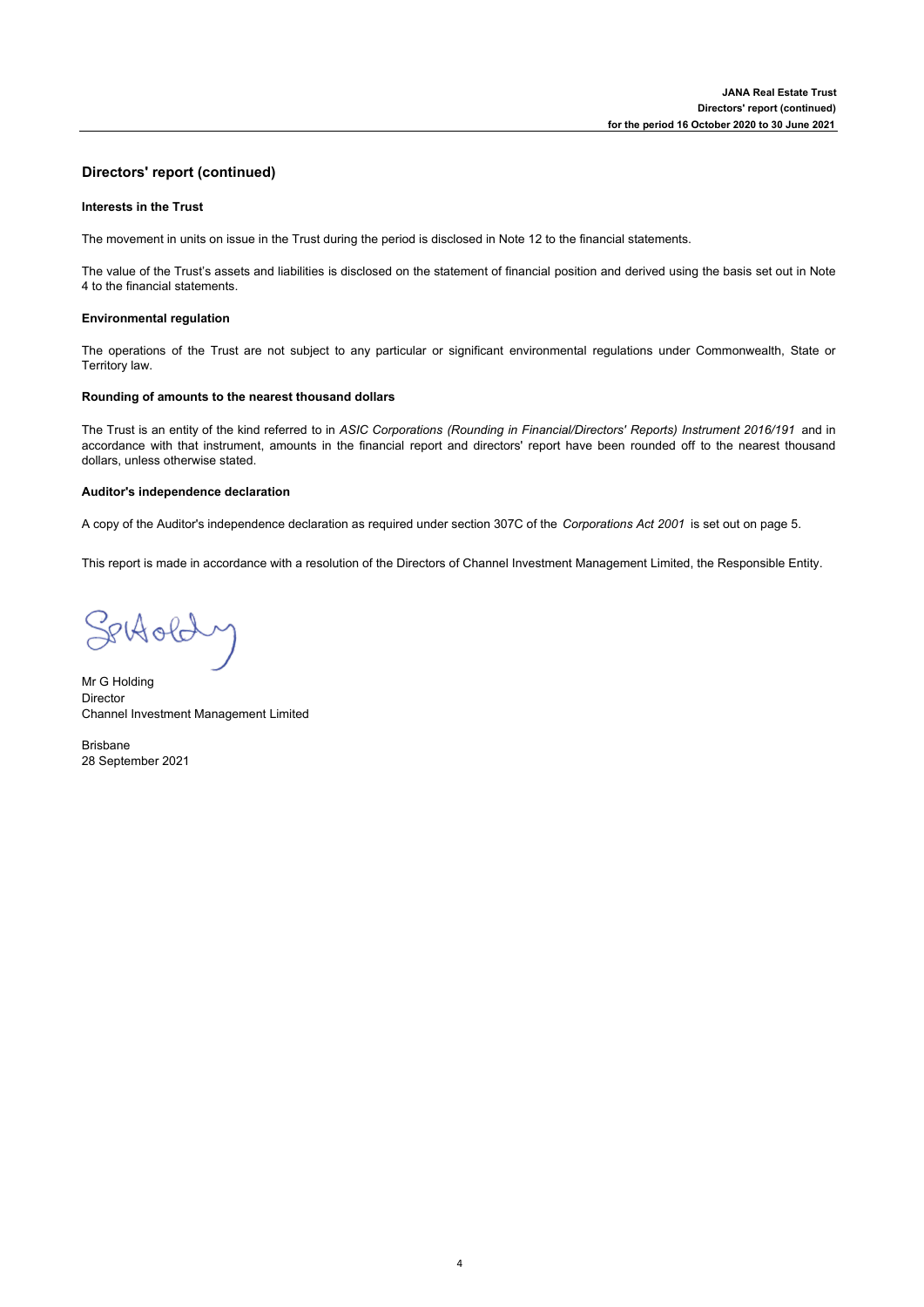## Directors' report (continued)

### Interests in the Trust

The movement in units on issue in the Trust during the period is disclosed in Note 12 to the financial statements.

The value of the Trust's assets and liabilities is disclosed on the statement of financial position and derived using the basis set out in Note 4 to the financial statements.

### Environmental regulation

The operations of the Trust are not subject to any particular or significant environmental regulations under Commonwealth, State or Territory law.

### Rounding of amounts to the nearest thousand dollars

The Trust is an entity of the kind referred to in *ASIC Corporations (Rounding in Financial/Directors' Reports) Instrument 2016/191* and in accordance with that instrument, amounts in the financial report and directors' report have been rounded off to the nearest thousand dollars, unless otherwise stated.

### Auditor's independence declaration

A copy of the Auditor's independence declaration as required under section 307C of the *Corporations Act 2001* is set out on page 5.

This report is made in accordance with a resolution of the Directors of Channel Investment Management Limited, the Responsible Entity.

Mr G Holding
Director
Channel Investment Management Limited

Brisbane
28 September 2021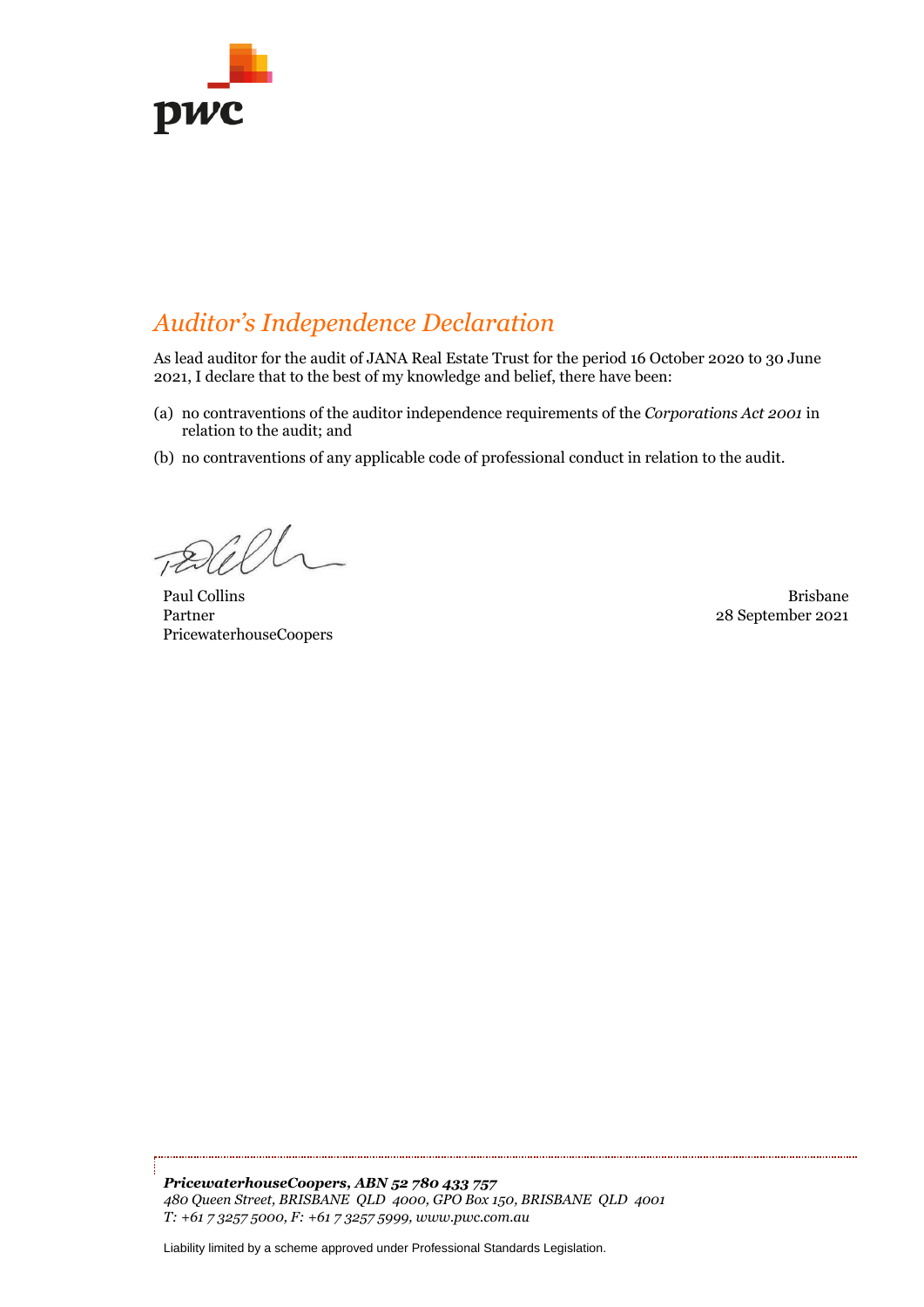# *Auditor's Independence Declaration*

As lead auditor for the audit of JANA Real Estate Trust for the period 16 October 2020 to 30 June 2021, I declare that to the best of my knowledge and belief, there have been:

(a) no contraventions of the auditor independence requirements of the *Corporations Act 2001* in relation to the audit; and

(b) no contraventions of any applicable code of professional conduct in relation to the audit.

Paul Collins
Partner
PricewaterhouseCoopers

Brisbane
28 September 2021

***PricewaterhouseCoopers, ABN 52 780 433 757***
*480 Queen Street, BRISBANE QLD 4000, GPO Box 150, BRISBANE QLD 4001*
*T: +61 7 3257 5000, F: +61 7 3257 5999, www.pwc.com.au*

Liability limited by a scheme approved under Professional Standards Legislation.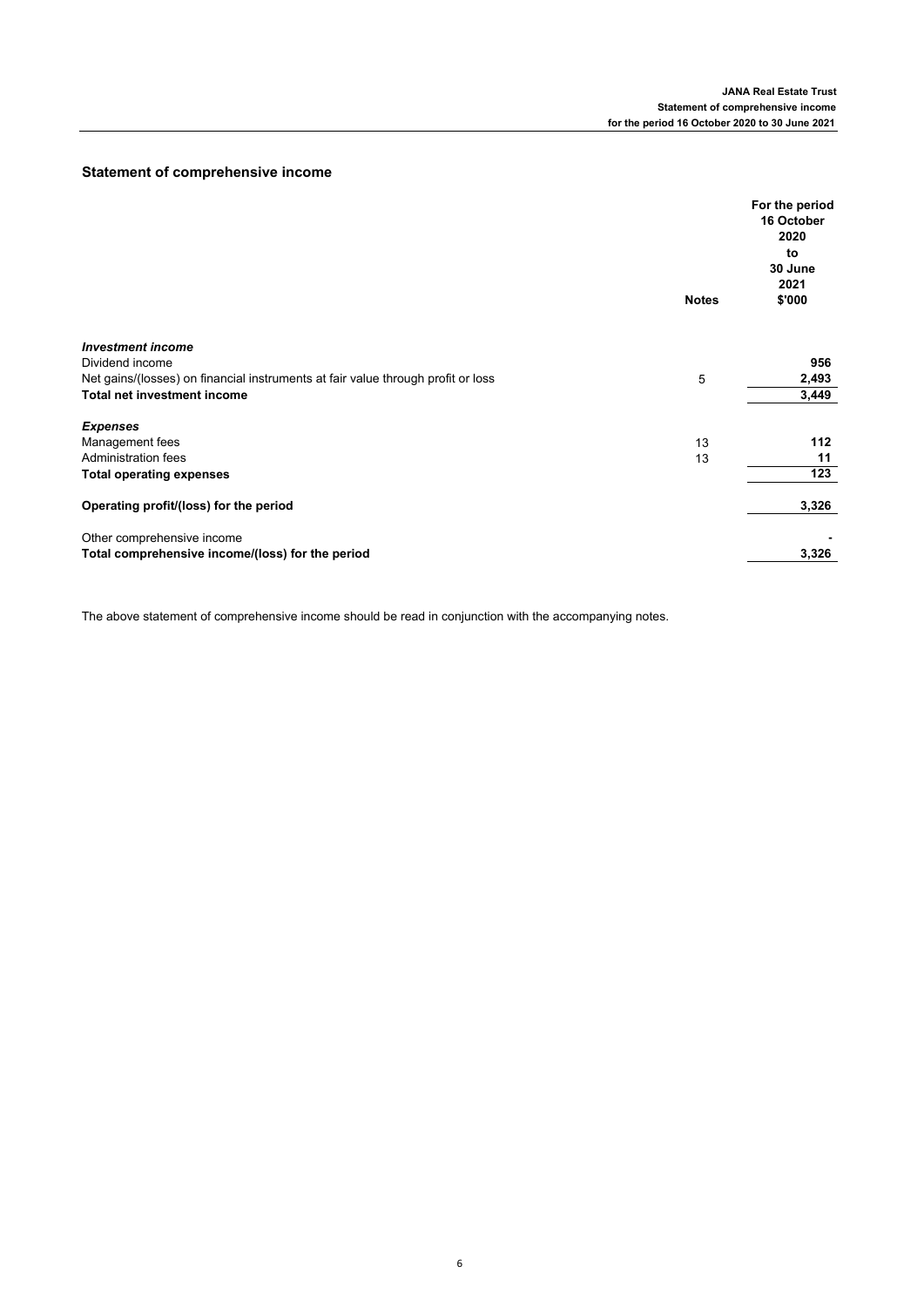## Statement of comprehensive income

| | Notes | For the period 16 October 2020 to 30 June 2021 $'000 |
|---|---|---|
| ***Investment income*** | | |
| Dividend income | | **956** |
| Net gains/(losses) on financial instruments at fair value through profit or loss | 5 | **2,493** |
| **Total net investment income** | | **3,449** |
| ***Expenses*** | | |
| Management fees | 13 | **112** |
| Administration fees | 13 | **11** |
| **Total operating expenses** | | **123** |
| **Operating profit/(loss) for the period** | | **3,326** |
| Other comprehensive income | | **-** |
| **Total comprehensive income/(loss) for the period** | | **3,326** |

The above statement of comprehensive income should be read in conjunction with the accompanying notes.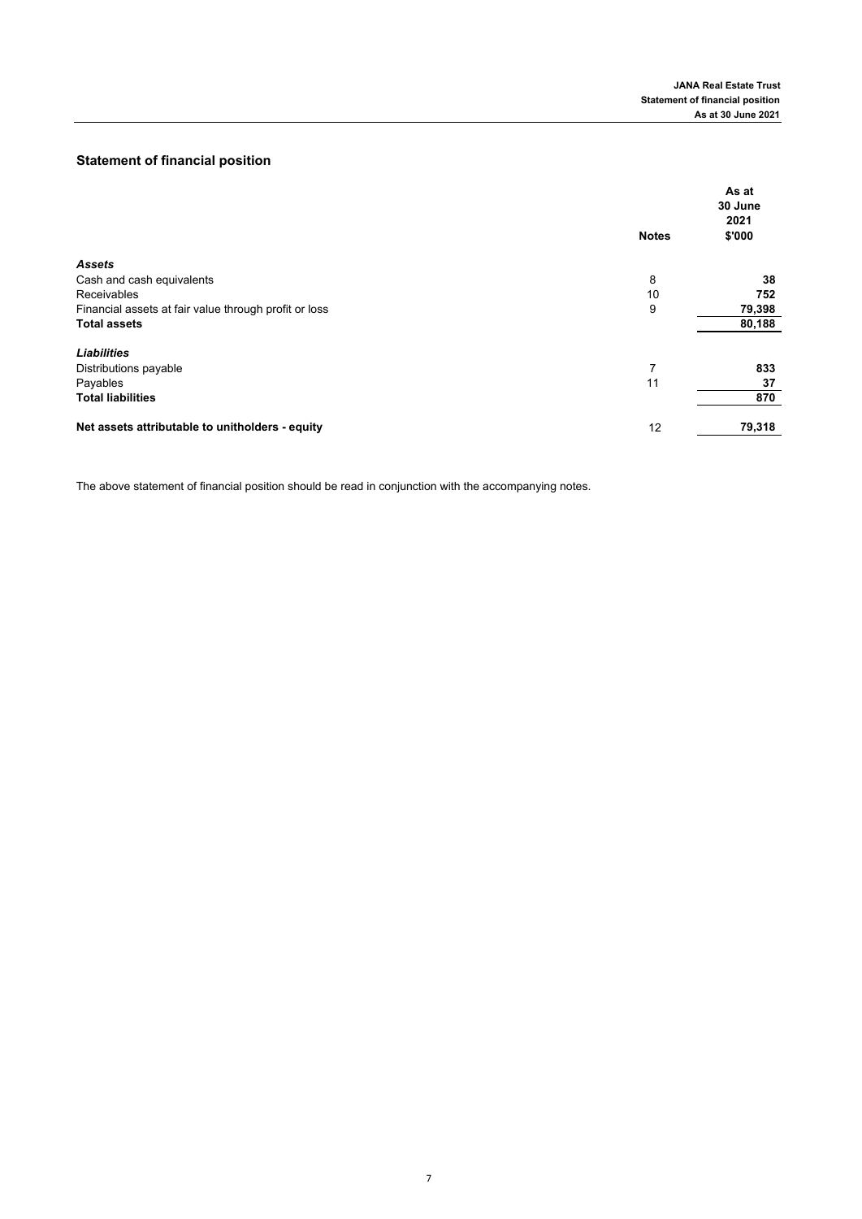## Statement of financial position

| | Notes | As at 30 June 2021 $'000 |
|---|---|---|
| ***Assets*** | | |
| Cash and cash equivalents | 8 | **38** |
| Receivables | 10 | **752** |
| Financial assets at fair value through profit or loss | 9 | **79,398** |
| **Total assets** | | **80,188** |
| ***Liabilities*** | | |
| Distributions payable | 7 | **833** |
| Payables | 11 | **37** |
| **Total liabilities** | | **870** |
| **Net assets attributable to unitholders - equity** | 12 | **79,318** |

The above statement of financial position should be read in conjunction with the accompanying notes.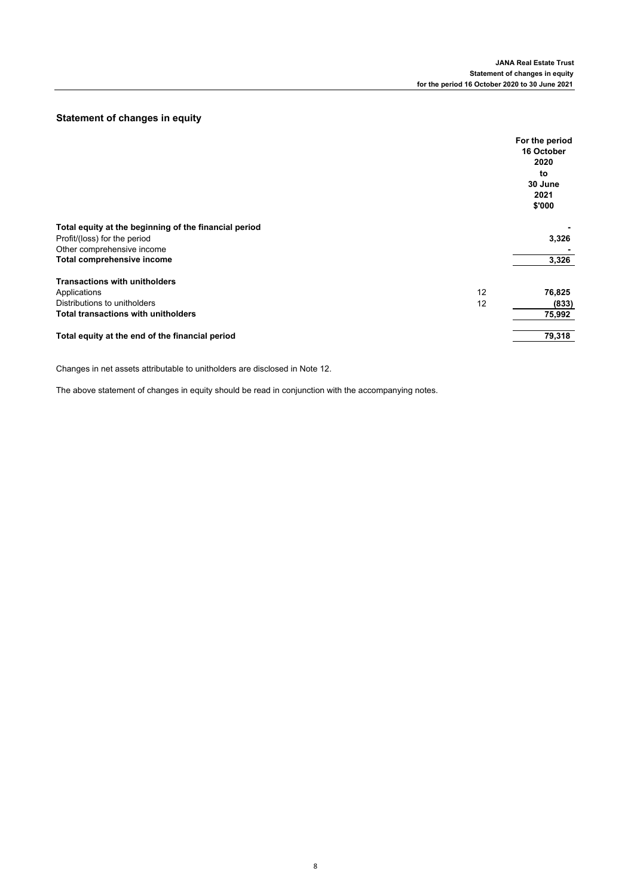## Statement of changes in equity

| | | For the period 16 October 2020 to 30 June 2021 $'000 |
|---|---|---|
| **Total equity at the beginning of the financial period** | | - |
| Profit/(loss) for the period | | 3,326 |
| Other comprehensive income | | - |
| **Total comprehensive income** | | 3,326 |
| | | |
| **Transactions with unitholders** | | |
| Applications | 12 | 76,825 |
| Distributions to unitholders | 12 | (833) |
| **Total transactions with unitholders** | | 75,992 |
| | | |
| **Total equity at the end of the financial period** | | 79,318 |

Changes in net assets attributable to unitholders are disclosed in Note 12.

The above statement of changes in equity should be read in conjunction with the accompanying notes.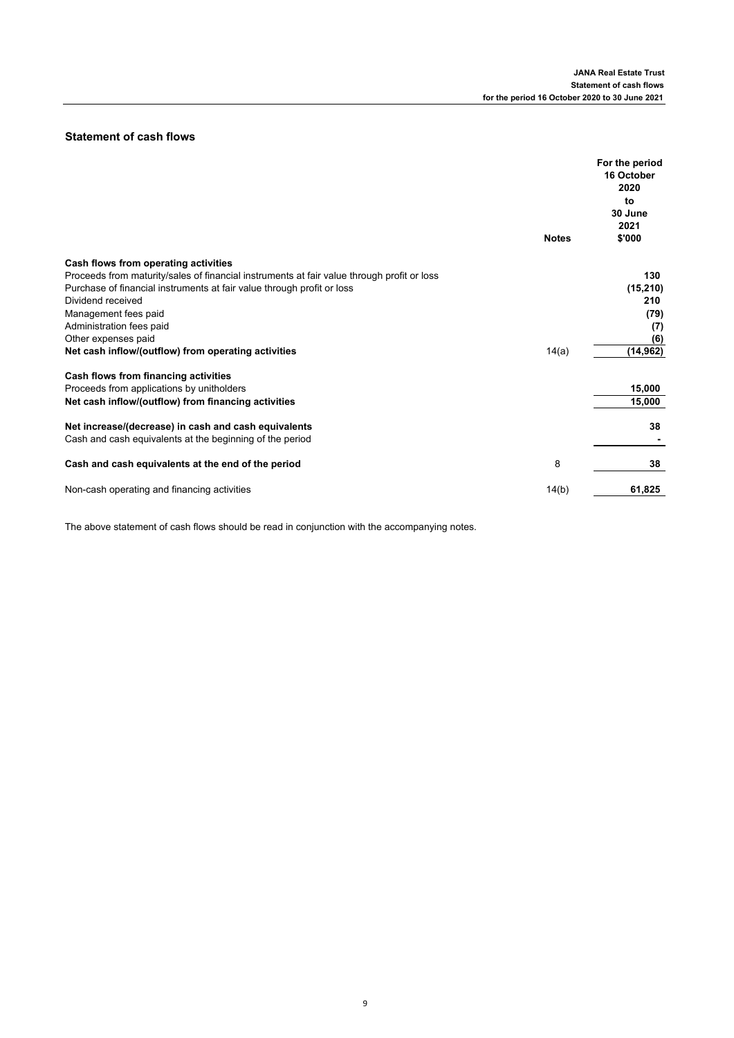## Statement of cash flows

| | Notes | For the period 16 October 2020 to 30 June 2021 $'000 |
|---|---|---|
| **Cash flows from operating activities** | | |
| Proceeds from maturity/sales of financial instruments at fair value through profit or loss | | 130 |
| Purchase of financial instruments at fair value through profit or loss | | (15,210) |
| Dividend received | | 210 |
| Management fees paid | | (79) |
| Administration fees paid | | (7) |
| Other expenses paid | | (6) |
| **Net cash inflow/(outflow) from operating activities** | 14(a) | (14,962) |
| **Cash flows from financing activities** | | |
| Proceeds from applications by unitholders | | 15,000 |
| **Net cash inflow/(outflow) from financing activities** | | 15,000 |
| **Net increase/(decrease) in cash and cash equivalents** | | 38 |
| Cash and cash equivalents at the beginning of the period | | - |
| **Cash and cash equivalents at the end of the period** | 8 | 38 |
| Non-cash operating and financing activities | 14(b) | 61,825 |

The above statement of cash flows should be read in conjunction with the accompanying notes.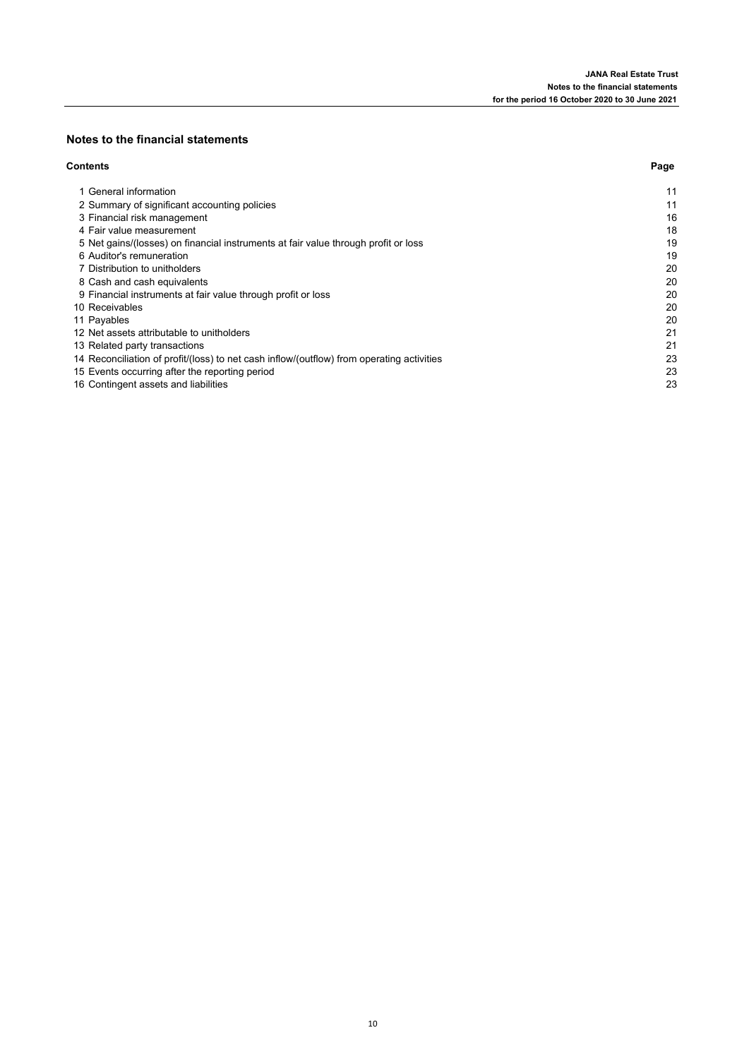## Notes to the financial statements

| Contents | Page |
| --- | --- |
| 1 General information | 11 |
| 2 Summary of significant accounting policies | 11 |
| 3 Financial risk management | 16 |
| 4 Fair value measurement | 18 |
| 5 Net gains/(losses) on financial instruments at fair value through profit or loss | 19 |
| 6 Auditor's remuneration | 19 |
| 7 Distribution to unitholders | 20 |
| 8 Cash and cash equivalents | 20 |
| 9 Financial instruments at fair value through profit or loss | 20 |
| 10 Receivables | 20 |
| 11 Payables | 20 |
| 12 Net assets attributable to unitholders | 21 |
| 13 Related party transactions | 21 |
| 14 Reconciliation of profit/(loss) to net cash inflow/(outflow) from operating activities | 23 |
| 15 Events occurring after the reporting period | 23 |
| 16 Contingent assets and liabilities | 23 |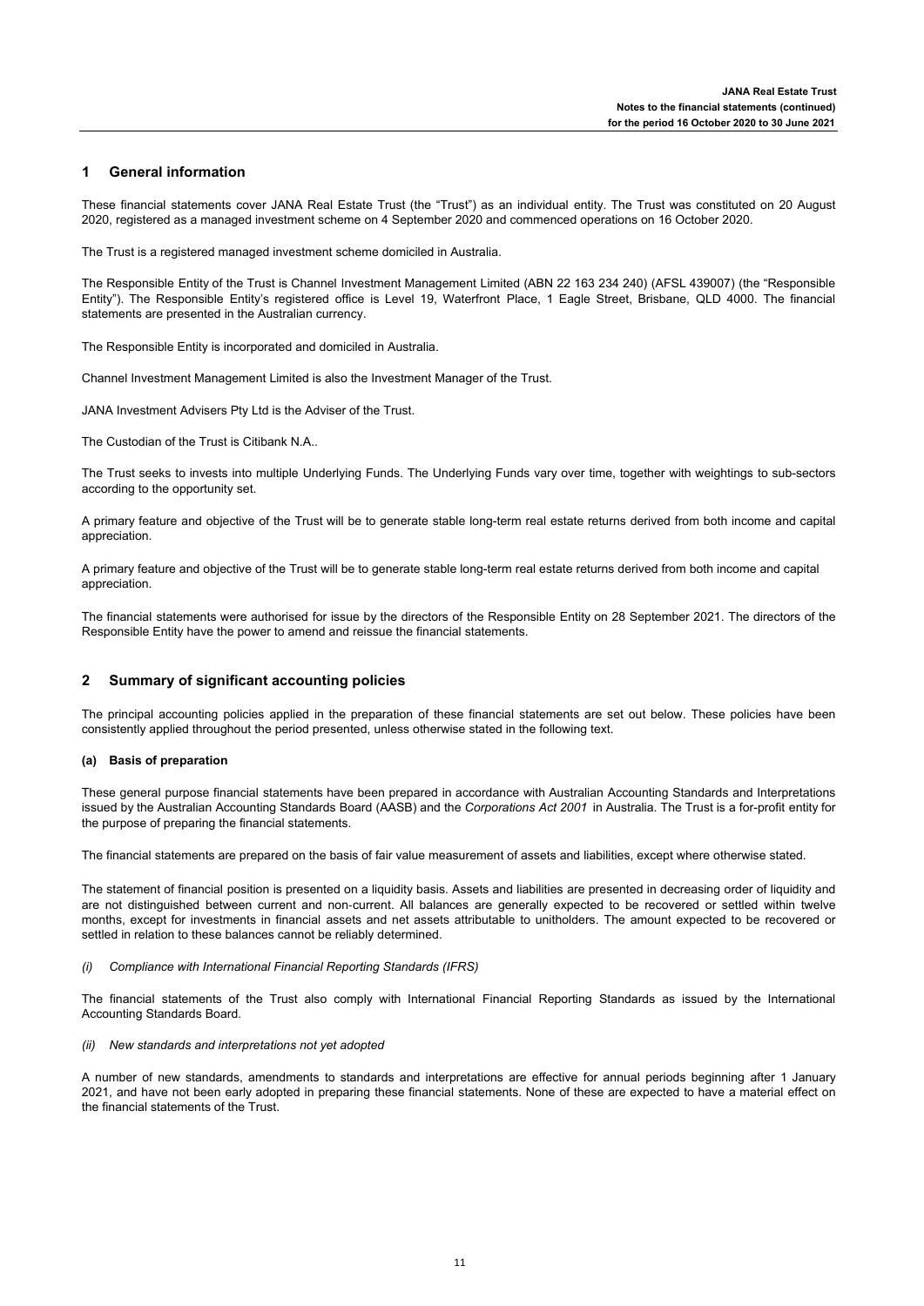## 1 General information

These financial statements cover JANA Real Estate Trust (the "Trust") as an individual entity. The Trust was constituted on 20 August 2020, registered as a managed investment scheme on 4 September 2020 and commenced operations on 16 October 2020.

The Trust is a registered managed investment scheme domiciled in Australia.

The Responsible Entity of the Trust is Channel Investment Management Limited (ABN 22 163 234 240) (AFSL 439007) (the "Responsible Entity"). The Responsible Entity's registered office is Level 19, Waterfront Place, 1 Eagle Street, Brisbane, QLD 4000. The financial statements are presented in the Australian currency.

The Responsible Entity is incorporated and domiciled in Australia.

Channel Investment Management Limited is also the Investment Manager of the Trust.

JANA Investment Advisers Pty Ltd is the Adviser of the Trust.

The Custodian of the Trust is Citibank N.A..

The Trust seeks to invests into multiple Underlying Funds. The Underlying Funds vary over time, together with weightings to sub-sectors according to the opportunity set.

A primary feature and objective of the Trust will be to generate stable long-term real estate returns derived from both income and capital appreciation.

A primary feature and objective of the Trust will be to generate stable long-term real estate returns derived from both income and capital appreciation.

The financial statements were authorised for issue by the directors of the Responsible Entity on 28 September 2021. The directors of the Responsible Entity have the power to amend and reissue the financial statements.

## 2 Summary of significant accounting policies

The principal accounting policies applied in the preparation of these financial statements are set out below. These policies have been consistently applied throughout the period presented, unless otherwise stated in the following text.

### (a) Basis of preparation

These general purpose financial statements have been prepared in accordance with Australian Accounting Standards and Interpretations issued by the Australian Accounting Standards Board (AASB) and the *Corporations Act 2001* in Australia. The Trust is a for-profit entity for the purpose of preparing the financial statements.

The financial statements are prepared on the basis of fair value measurement of assets and liabilities, except where otherwise stated.

The statement of financial position is presented on a liquidity basis. Assets and liabilities are presented in decreasing order of liquidity and are not distinguished between current and non-current. All balances are generally expected to be recovered or settled within twelve months, except for investments in financial assets and net assets attributable to unitholders. The amount expected to be recovered or settled in relation to these balances cannot be reliably determined.

*(i) Compliance with International Financial Reporting Standards (IFRS)*

The financial statements of the Trust also comply with International Financial Reporting Standards as issued by the International Accounting Standards Board.

*(ii) New standards and interpretations not yet adopted*

A number of new standards, amendments to standards and interpretations are effective for annual periods beginning after 1 January 2021, and have not been early adopted in preparing these financial statements. None of these are expected to have a material effect on the financial statements of the Trust.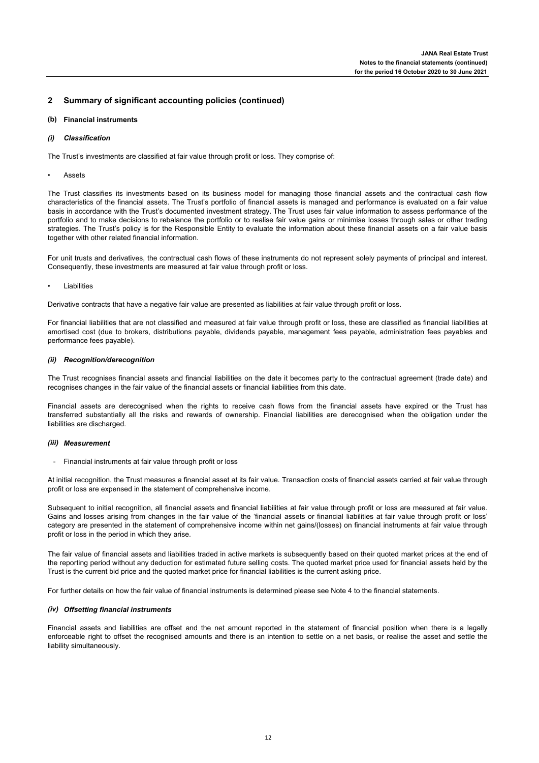## 2 Summary of significant accounting policies (continued)

### (b) Financial instruments

#### *(i) Classification*

The Trust's investments are classified at fair value through profit or loss. They comprise of:

- Assets

The Trust classifies its investments based on its business model for managing those financial assets and the contractual cash flow characteristics of the financial assets. The Trust's portfolio of financial assets is managed and performance is evaluated on a fair value basis in accordance with the Trust's documented investment strategy. The Trust uses fair value information to assess performance of the portfolio and to make decisions to rebalance the portfolio or to realise fair value gains or minimise losses through sales or other trading strategies. The Trust's policy is for the Responsible Entity to evaluate the information about these financial assets on a fair value basis together with other related financial information.

For unit trusts and derivatives, the contractual cash flows of these instruments do not represent solely payments of principal and interest. Consequently, these investments are measured at fair value through profit or loss.

- Liabilities

Derivative contracts that have a negative fair value are presented as liabilities at fair value through profit or loss.

For financial liabilities that are not classified and measured at fair value through profit or loss, these are classified as financial liabilities at amortised cost (due to brokers, distributions payable, dividends payable, management fees payable, administration fees payables and performance fees payable).

#### *(ii) Recognition/derecognition*

The Trust recognises financial assets and financial liabilities on the date it becomes party to the contractual agreement (trade date) and recognises changes in the fair value of the financial assets or financial liabilities from this date.

Financial assets are derecognised when the rights to receive cash flows from the financial assets have expired or the Trust has transferred substantially all the risks and rewards of ownership. Financial liabilities are derecognised when the obligation under the liabilities are discharged.

#### *(iii) Measurement*

- Financial instruments at fair value through profit or loss

At initial recognition, the Trust measures a financial asset at its fair value. Transaction costs of financial assets carried at fair value through profit or loss are expensed in the statement of comprehensive income.

Subsequent to initial recognition, all financial assets and financial liabilities at fair value through profit or loss are measured at fair value. Gains and losses arising from changes in the fair value of the 'financial assets or financial liabilities at fair value through profit or loss' category are presented in the statement of comprehensive income within net gains/(losses) on financial instruments at fair value through profit or loss in the period in which they arise.

The fair value of financial assets and liabilities traded in active markets is subsequently based on their quoted market prices at the end of the reporting period without any deduction for estimated future selling costs. The quoted market price used for financial assets held by the Trust is the current bid price and the quoted market price for financial liabilities is the current asking price.

For further details on how the fair value of financial instruments is determined please see Note 4 to the financial statements.

#### *(iv) Offsetting financial instruments*

Financial assets and liabilities are offset and the net amount reported in the statement of financial position when there is a legally enforceable right to offset the recognised amounts and there is an intention to settle on a net basis, or realise the asset and settle the liability simultaneously.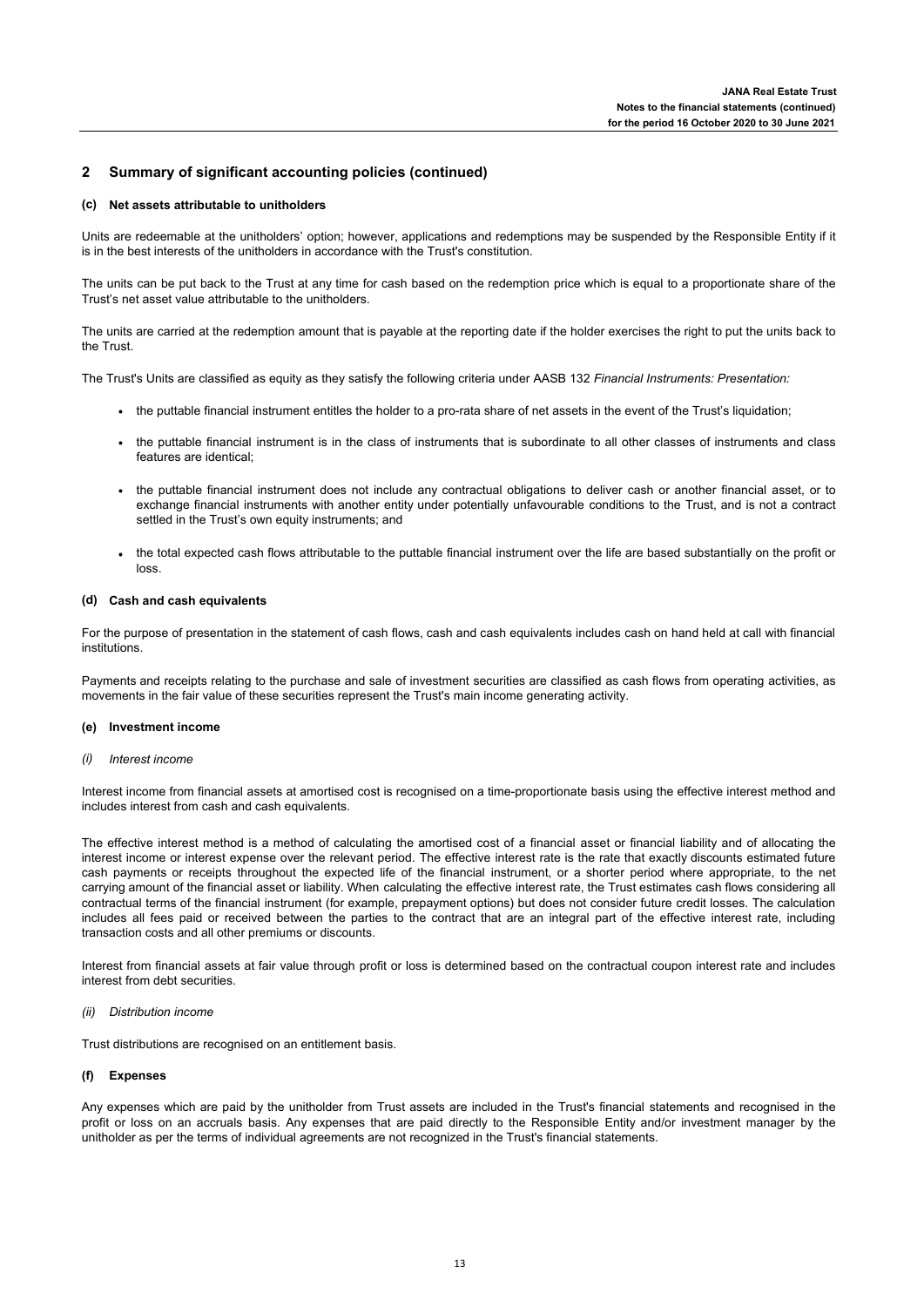## 2 Summary of significant accounting policies (continued)

### (c) Net assets attributable to unitholders

Units are redeemable at the unitholders' option; however, applications and redemptions may be suspended by the Responsible Entity if it is in the best interests of the unitholders in accordance with the Trust's constitution.

The units can be put back to the Trust at any time for cash based on the redemption price which is equal to a proportionate share of the Trust's net asset value attributable to the unitholders.

The units are carried at the redemption amount that is payable at the reporting date if the holder exercises the right to put the units back to the Trust.

The Trust's Units are classified as equity as they satisfy the following criteria under AASB 132 *Financial Instruments: Presentation:*

- the puttable financial instrument entitles the holder to a pro-rata share of net assets in the event of the Trust's liquidation;
- the puttable financial instrument is in the class of instruments that is subordinate to all other classes of instruments and class features are identical;
- the puttable financial instrument does not include any contractual obligations to deliver cash or another financial asset, or to exchange financial instruments with another entity under potentially unfavourable conditions to the Trust, and is not a contract settled in the Trust's own equity instruments; and
- the total expected cash flows attributable to the puttable financial instrument over the life are based substantially on the profit or loss.

### (d) Cash and cash equivalents

For the purpose of presentation in the statement of cash flows, cash and cash equivalents includes cash on hand held at call with financial institutions.

Payments and receipts relating to the purchase and sale of investment securities are classified as cash flows from operating activities, as movements in the fair value of these securities represent the Trust's main income generating activity.

### (e) Investment income

*(i) Interest income*

Interest income from financial assets at amortised cost is recognised on a time-proportionate basis using the effective interest method and includes interest from cash and cash equivalents.

The effective interest method is a method of calculating the amortised cost of a financial asset or financial liability and of allocating the interest income or interest expense over the relevant period. The effective interest rate is the rate that exactly discounts estimated future cash payments or receipts throughout the expected life of the financial instrument, or a shorter period where appropriate, to the net carrying amount of the financial asset or liability. When calculating the effective interest rate, the Trust estimates cash flows considering all contractual terms of the financial instrument (for example, prepayment options) but does not consider future credit losses. The calculation includes all fees paid or received between the parties to the contract that are an integral part of the effective interest rate, including transaction costs and all other premiums or discounts.

Interest from financial assets at fair value through profit or loss is determined based on the contractual coupon interest rate and includes interest from debt securities.

*(ii) Distribution income*

Trust distributions are recognised on an entitlement basis.

### (f) Expenses

Any expenses which are paid by the unitholder from Trust assets are included in the Trust's financial statements and recognised in the profit or loss on an accruals basis. Any expenses that are paid directly to the Responsible Entity and/or investment manager by the unitholder as per the terms of individual agreements are not recognized in the Trust's financial statements.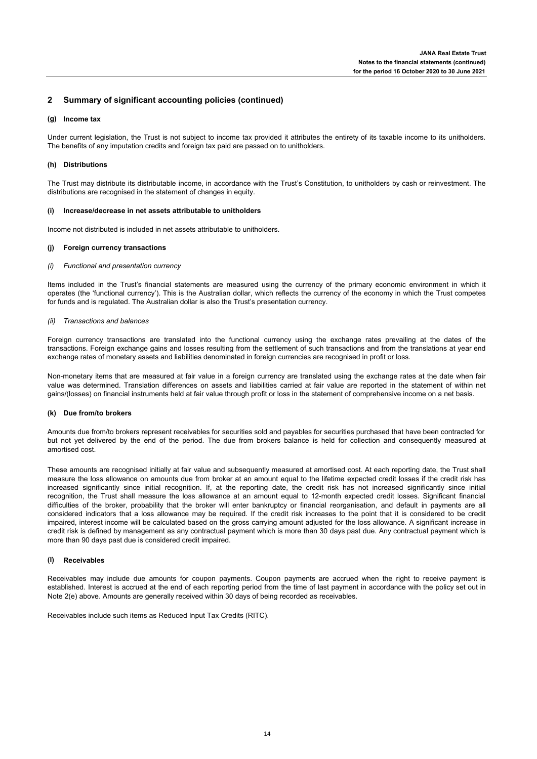## 2 Summary of significant accounting policies (continued)

### (g) Income tax

Under current legislation, the Trust is not subject to income tax provided it attributes the entirety of its taxable income to its unitholders. The benefits of any imputation credits and foreign tax paid are passed on to unitholders.

### (h) Distributions

The Trust may distribute its distributable income, in accordance with the Trust's Constitution, to unitholders by cash or reinvestment. The distributions are recognised in the statement of changes in equity.

### (i) Increase/decrease in net assets attributable to unitholders

Income not distributed is included in net assets attributable to unitholders.

### (j) Foreign currency transactions

*(i) Functional and presentation currency*

Items included in the Trust's financial statements are measured using the currency of the primary economic environment in which it operates (the 'functional currency'). This is the Australian dollar, which reflects the currency of the economy in which the Trust competes for funds and is regulated. The Australian dollar is also the Trust's presentation currency.

*(ii) Transactions and balances*

Foreign currency transactions are translated into the functional currency using the exchange rates prevailing at the dates of the transactions. Foreign exchange gains and losses resulting from the settlement of such transactions and from the translations at year end exchange rates of monetary assets and liabilities denominated in foreign currencies are recognised in profit or loss.

Non-monetary items that are measured at fair value in a foreign currency are translated using the exchange rates at the date when fair value was determined. Translation differences on assets and liabilities carried at fair value are reported in the statement of within net gains/(losses) on financial instruments held at fair value through profit or loss in the statement of comprehensive income on a net basis.

### (k) Due from/to brokers

Amounts due from/to brokers represent receivables for securities sold and payables for securities purchased that have been contracted for but not yet delivered by the end of the period. The due from brokers balance is held for collection and consequently measured at amortised cost.

These amounts are recognised initially at fair value and subsequently measured at amortised cost. At each reporting date, the Trust shall measure the loss allowance on amounts due from broker at an amount equal to the lifetime expected credit losses if the credit risk has increased significantly since initial recognition. If, at the reporting date, the credit risk has not increased significantly since initial recognition, the Trust shall measure the loss allowance at an amount equal to 12-month expected credit losses. Significant financial difficulties of the broker, probability that the broker will enter bankruptcy or financial reorganisation, and default in payments are all considered indicators that a loss allowance may be required. If the credit risk increases to the point that it is considered to be credit impaired, interest income will be calculated based on the gross carrying amount adjusted for the loss allowance. A significant increase in credit risk is defined by management as any contractual payment which is more than 30 days past due. Any contractual payment which is more than 90 days past due is considered credit impaired.

### (l) Receivables

Receivables may include due amounts for coupon payments. Coupon payments are accrued when the right to receive payment is established. Interest is accrued at the end of each reporting period from the time of last payment in accordance with the policy set out in Note 2(e) above. Amounts are generally received within 30 days of being recorded as receivables.

Receivables include such items as Reduced Input Tax Credits (RITC).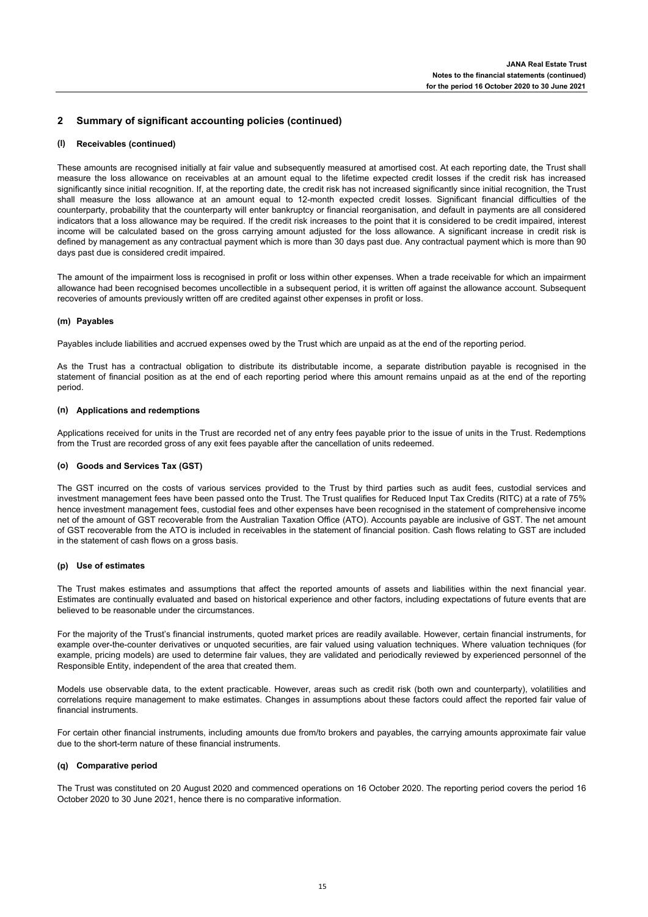## 2 Summary of significant accounting policies (continued)

### (l) Receivables (continued)

These amounts are recognised initially at fair value and subsequently measured at amortised cost. At each reporting date, the Trust shall measure the loss allowance on receivables at an amount equal to the lifetime expected credit losses if the credit risk has increased significantly since initial recognition. If, at the reporting date, the credit risk has not increased significantly since initial recognition, the Trust shall measure the loss allowance at an amount equal to 12-month expected credit losses. Significant financial difficulties of the counterparty, probability that the counterparty will enter bankruptcy or financial reorganisation, and default in payments are all considered indicators that a loss allowance may be required. If the credit risk increases to the point that it is considered to be credit impaired, interest income will be calculated based on the gross carrying amount adjusted for the loss allowance. A significant increase in credit risk is defined by management as any contractual payment which is more than 30 days past due. Any contractual payment which is more than 90 days past due is considered credit impaired.

The amount of the impairment loss is recognised in profit or loss within other expenses. When a trade receivable for which an impairment allowance had been recognised becomes uncollectible in a subsequent period, it is written off against the allowance account. Subsequent recoveries of amounts previously written off are credited against other expenses in profit or loss.

### (m) Payables

Payables include liabilities and accrued expenses owed by the Trust which are unpaid as at the end of the reporting period.

As the Trust has a contractual obligation to distribute its distributable income, a separate distribution payable is recognised in the statement of financial position as at the end of each reporting period where this amount remains unpaid as at the end of the reporting period.

### (n) Applications and redemptions

Applications received for units in the Trust are recorded net of any entry fees payable prior to the issue of units in the Trust. Redemptions from the Trust are recorded gross of any exit fees payable after the cancellation of units redeemed.

### (o) Goods and Services Tax (GST)

The GST incurred on the costs of various services provided to the Trust by third parties such as audit fees, custodial services and investment management fees have been passed onto the Trust. The Trust qualifies for Reduced Input Tax Credits (RITC) at a rate of 75% hence investment management fees, custodial fees and other expenses have been recognised in the statement of comprehensive income net of the amount of GST recoverable from the Australian Taxation Office (ATO). Accounts payable are inclusive of GST. The net amount of GST recoverable from the ATO is included in receivables in the statement of financial position. Cash flows relating to GST are included in the statement of cash flows on a gross basis.

### (p) Use of estimates

The Trust makes estimates and assumptions that affect the reported amounts of assets and liabilities within the next financial year. Estimates are continually evaluated and based on historical experience and other factors, including expectations of future events that are believed to be reasonable under the circumstances.

For the majority of the Trust's financial instruments, quoted market prices are readily available. However, certain financial instruments, for example over-the-counter derivatives or unquoted securities, are fair valued using valuation techniques. Where valuation techniques (for example, pricing models) are used to determine fair values, they are validated and periodically reviewed by experienced personnel of the Responsible Entity, independent of the area that created them.

Models use observable data, to the extent practicable. However, areas such as credit risk (both own and counterparty), volatilities and correlations require management to make estimates. Changes in assumptions about these factors could affect the reported fair value of financial instruments.

For certain other financial instruments, including amounts due from/to brokers and payables, the carrying amounts approximate fair value due to the short-term nature of these financial instruments.

### (q) Comparative period

The Trust was constituted on 20 August 2020 and commenced operations on 16 October 2020. The reporting period covers the period 16 October 2020 to 30 June 2021, hence there is no comparative information.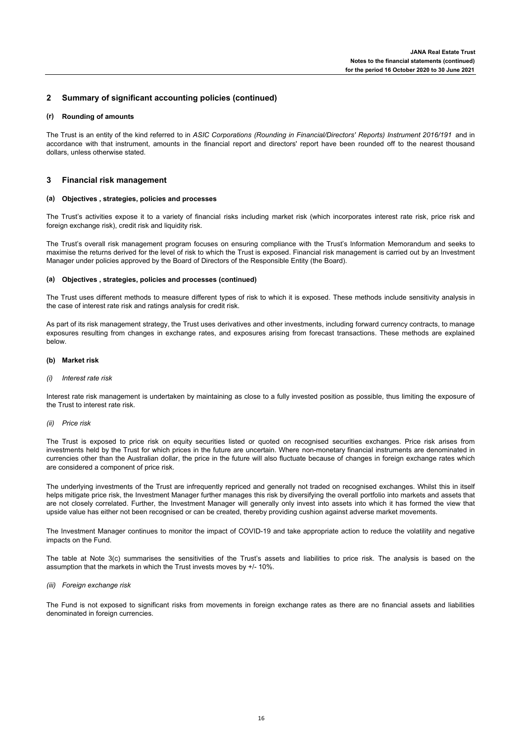## 2 Summary of significant accounting policies (continued)

### (r) Rounding of amounts

The Trust is an entity of the kind referred to in *ASIC Corporations (Rounding in Financial/Directors' Reports) Instrument 2016/191* and in accordance with that instrument, amounts in the financial report and directors' report have been rounded off to the nearest thousand dollars, unless otherwise stated.

## 3 Financial risk management

### (a) Objectives , strategies, policies and processes

The Trust's activities expose it to a variety of financial risks including market risk (which incorporates interest rate risk, price risk and foreign exchange risk), credit risk and liquidity risk.

The Trust's overall risk management program focuses on ensuring compliance with the Trust's Information Memorandum and seeks to maximise the returns derived for the level of risk to which the Trust is exposed. Financial risk management is carried out by an Investment Manager under policies approved by the Board of Directors of the Responsible Entity (the Board).

### (a) Objectives , strategies, policies and processes (continued)

The Trust uses different methods to measure different types of risk to which it is exposed. These methods include sensitivity analysis in the case of interest rate risk and ratings analysis for credit risk.

As part of its risk management strategy, the Trust uses derivatives and other investments, including forward currency contracts, to manage exposures resulting from changes in exchange rates, and exposures arising from forecast transactions. These methods are explained below.

### (b) Market risk

*(i) Interest rate risk*

Interest rate risk management is undertaken by maintaining as close to a fully invested position as possible, thus limiting the exposure of the Trust to interest rate risk.

*(ii) Price risk*

The Trust is exposed to price risk on equity securities listed or quoted on recognised securities exchanges. Price risk arises from investments held by the Trust for which prices in the future are uncertain. Where non-monetary financial instruments are denominated in currencies other than the Australian dollar, the price in the future will also fluctuate because of changes in foreign exchange rates which are considered a component of price risk.

The underlying investments of the Trust are infrequently repriced and generally not traded on recognised exchanges. Whilst this in itself helps mitigate price risk, the Investment Manager further manages this risk by diversifying the overall portfolio into markets and assets that are not closely correlated. Further, the Investment Manager will generally only invest into assets into which it has formed the view that upside value has either not been recognised or can be created, thereby providing cushion against adverse market movements.

The Investment Manager continues to monitor the impact of COVID-19 and take appropriate action to reduce the volatility and negative impacts on the Fund.

The table at Note 3(c) summarises the sensitivities of the Trust's assets and liabilities to price risk. The analysis is based on the assumption that the markets in which the Trust invests moves by +/- 10%.

*(iii) Foreign exchange risk*

The Fund is not exposed to significant risks from movements in foreign exchange rates as there are no financial assets and liabilities denominated in foreign currencies.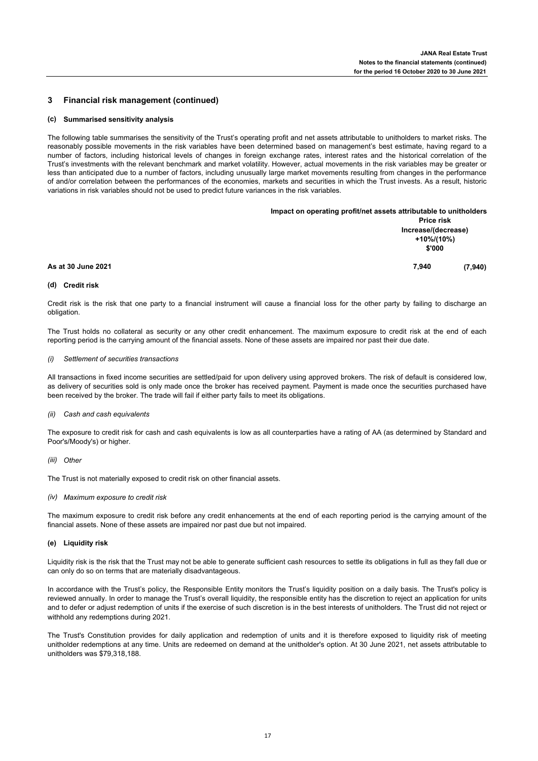## 3 Financial risk management (continued)

### (c) Summarised sensitivity analysis

The following table summarises the sensitivity of the Trust's operating profit and net assets attributable to unitholders to market risks. The reasonably possible movements in the risk variables have been determined based on management's best estimate, having regard to a number of factors, including historical levels of changes in foreign exchange rates, interest rates and the historical correlation of the Trust's investments with the relevant benchmark and market volatility. However, actual movements in the risk variables may be greater or less than anticipated due to a number of factors, including unusually large market movements resulting from changes in the performance of and/or correlation between the performances of the economies, markets and securities in which the Trust invests. As a result, historic variations in risk variables should not be used to predict future variances in the risk variables.

| | Impact on operating profit/net assets attributable to unitholders | |
|---|---|---|
| | Price risk | |
| | Increase/(decrease) | |
| | +10%/(10%) | |
| | $'000 | |
| **As at 30 June 2021** | **7,940** | **(7,940)** |

### (d) Credit risk

Credit risk is the risk that one party to a financial instrument will cause a financial loss for the other party by failing to discharge an obligation.

The Trust holds no collateral as security or any other credit enhancement. The maximum exposure to credit risk at the end of each reporting period is the carrying amount of the financial assets. None of these assets are impaired nor past their due date.

*(i) Settlement of securities transactions*

All transactions in fixed income securities are settled/paid for upon delivery using approved brokers. The risk of default is considered low, as delivery of securities sold is only made once the broker has received payment. Payment is made once the securities purchased have been received by the broker. The trade will fail if either party fails to meet its obligations.

*(ii) Cash and cash equivalents*

The exposure to credit risk for cash and cash equivalents is low as all counterparties have a rating of AA (as determined by Standard and Poor's/Moody's) or higher.

*(iii) Other*

The Trust is not materially exposed to credit risk on other financial assets.

*(iv) Maximum exposure to credit risk*

The maximum exposure to credit risk before any credit enhancements at the end of each reporting period is the carrying amount of the financial assets. None of these assets are impaired nor past due but not impaired.

### (e) Liquidity risk

Liquidity risk is the risk that the Trust may not be able to generate sufficient cash resources to settle its obligations in full as they fall due or can only do so on terms that are materially disadvantageous.

In accordance with the Trust's policy, the Responsible Entity monitors the Trust's liquidity position on a daily basis. The Trust's policy is reviewed annually. In order to manage the Trust's overall liquidity, the responsible entity has the discretion to reject an application for units and to defer or adjust redemption of units if the exercise of such discretion is in the best interests of unitholders. The Trust did not reject or withhold any redemptions during 2021.

The Trust's Constitution provides for daily application and redemption of units and it is therefore exposed to liquidity risk of meeting unitholder redemptions at any time. Units are redeemed on demand at the unitholder's option. At 30 June 2021, net assets attributable to unitholders was $79,318,188.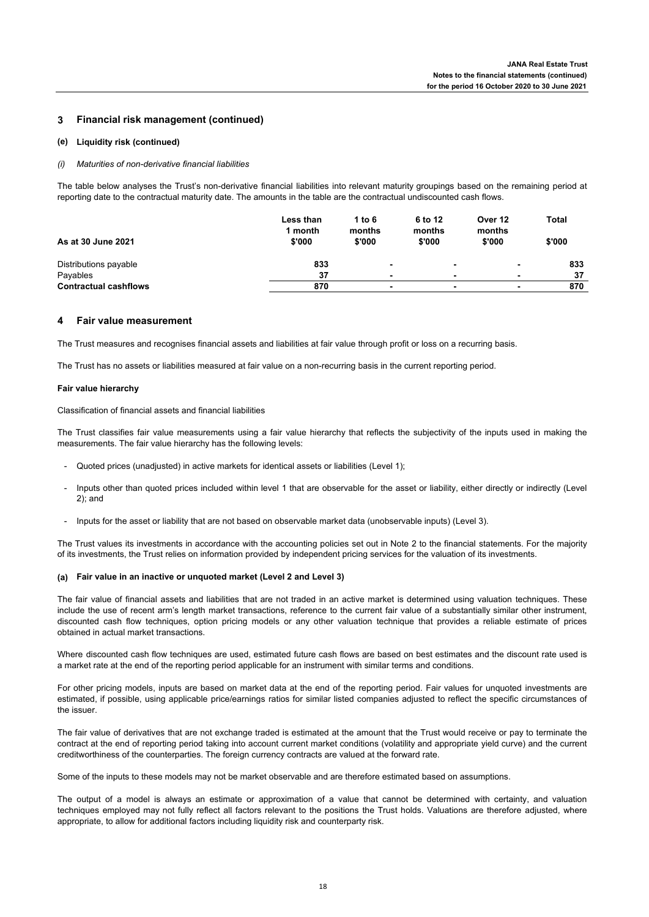## 3 Financial risk management (continued)

### (e) Liquidity risk (continued)

*(i) Maturities of non-derivative financial liabilities*

The table below analyses the Trust's non-derivative financial liabilities into relevant maturity groupings based on the remaining period at reporting date to the contractual maturity date. The amounts in the table are the contractual undiscounted cash flows.

| As at 30 June 2021 | Less than 1 month $'000 | 1 to 6 months $'000 | 6 to 12 months $'000 | Over 12 months $'000 | Total $'000 |
|---|---|---|---|---|---|
| Distributions payable | 833 | - | - | - | 833 |
| Payables | 37 | - | - | - | 37 |
| **Contractual cashflows** | **870** | **-** | **-** | **-** | **870** |

## 4 Fair value measurement

The Trust measures and recognises financial assets and liabilities at fair value through profit or loss on a recurring basis.

The Trust has no assets or liabilities measured at fair value on a non-recurring basis in the current reporting period.

**Fair value hierarchy**

Classification of financial assets and financial liabilities

The Trust classifies fair value measurements using a fair value hierarchy that reflects the subjectivity of the inputs used in making the measurements. The fair value hierarchy has the following levels:

- Quoted prices (unadjusted) in active markets for identical assets or liabilities (Level 1);
- Inputs other than quoted prices included within level 1 that are observable for the asset or liability, either directly or indirectly (Level 2); and
- Inputs for the asset or liability that are not based on observable market data (unobservable inputs) (Level 3).

The Trust values its investments in accordance with the accounting policies set out in Note 2 to the financial statements. For the majority of its investments, the Trust relies on information provided by independent pricing services for the valuation of its investments.

### (a) Fair value in an inactive or unquoted market (Level 2 and Level 3)

The fair value of financial assets and liabilities that are not traded in an active market is determined using valuation techniques. These include the use of recent arm's length market transactions, reference to the current fair value of a substantially similar other instrument, discounted cash flow techniques, option pricing models or any other valuation technique that provides a reliable estimate of prices obtained in actual market transactions.

Where discounted cash flow techniques are used, estimated future cash flows are based on best estimates and the discount rate used is a market rate at the end of the reporting period applicable for an instrument with similar terms and conditions.

For other pricing models, inputs are based on market data at the end of the reporting period. Fair values for unquoted investments are estimated, if possible, using applicable price/earnings ratios for similar listed companies adjusted to reflect the specific circumstances of the issuer.

The fair value of derivatives that are not exchange traded is estimated at the amount that the Trust would receive or pay to terminate the contract at the end of reporting period taking into account current market conditions (volatility and appropriate yield curve) and the current creditworthiness of the counterparties. The foreign currency contracts are valued at the forward rate.

Some of the inputs to these models may not be market observable and are therefore estimated based on assumptions.

The output of a model is always an estimate or approximation of a value that cannot be determined with certainty, and valuation techniques employed may not fully reflect all factors relevant to the positions the Trust holds. Valuations are therefore adjusted, where appropriate, to allow for additional factors including liquidity risk and counterparty risk.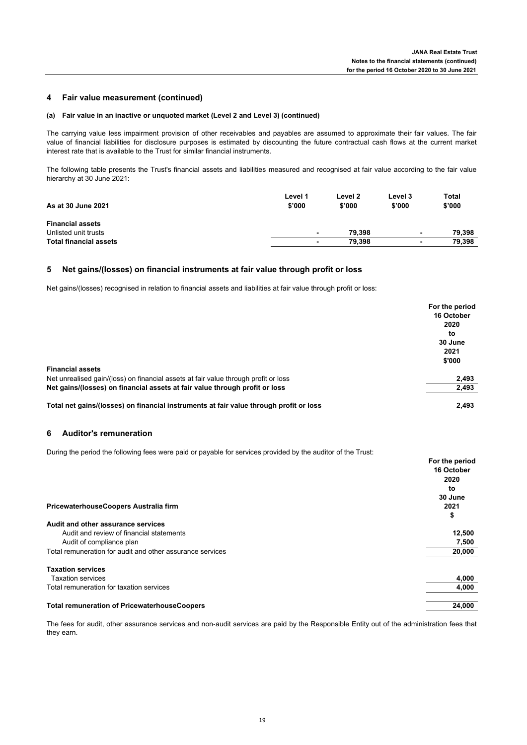## 4 Fair value measurement (continued)

### (a) Fair value in an inactive or unquoted market (Level 2 and Level 3) (continued)

The carrying value less impairment provision of other receivables and payables are assumed to approximate their fair values. The fair value of financial liabilities for disclosure purposes is estimated by discounting the future contractual cash flows at the current market interest rate that is available to the Trust for similar financial instruments.

The following table presents the Trust's financial assets and liabilities measured and recognised at fair value according to the fair value hierarchy at 30 June 2021:

| As at 30 June 2021 | Level 1 $'000 | Level 2 $'000 | Level 3 $'000 | Total $'000 |
|---|---|---|---|---|
| **Financial assets** | | | | |
| Unlisted unit trusts | - | 79,398 | - | 79,398 |
| **Total financial assets** | - | 79,398 | - | 79,398 |

## 5 Net gains/(losses) on financial instruments at fair value through profit or loss

Net gains/(losses) recognised in relation to financial assets and liabilities at fair value through profit or loss:

| | For the period 16 October 2020 to 30 June 2021 $'000 |
|---|---|
| **Financial assets** | |
| Net unrealised gain/(loss) on financial assets at fair value through profit or loss | 2,493 |
| **Net gains/(losses) on financial assets at fair value through profit or loss** | 2,493 |
| | |
| **Total net gains/(losses) on financial instruments at fair value through profit or loss** | 2,493 |

## 6 Auditor's remuneration

During the period the following fees were paid or payable for services provided by the auditor of the Trust:

| PricewaterhouseCoopers Australia firm | For the period 16 October 2020 to 30 June 2021 $ |
|---|---|
| **Audit and other assurance services** | |
| Audit and review of financial statements | 12,500 |
| Audit of compliance plan | 7,500 |
| Total remuneration for audit and other assurance services | 20,000 |
| | |
| **Taxation services** | |
| Taxation services | 4,000 |
| Total remuneration for taxation services | 4,000 |
| | |
| **Total remuneration of PricewaterhouseCoopers** | 24,000 |

The fees for audit, other assurance services and non-audit services are paid by the Responsible Entity out of the administration fees that they earn.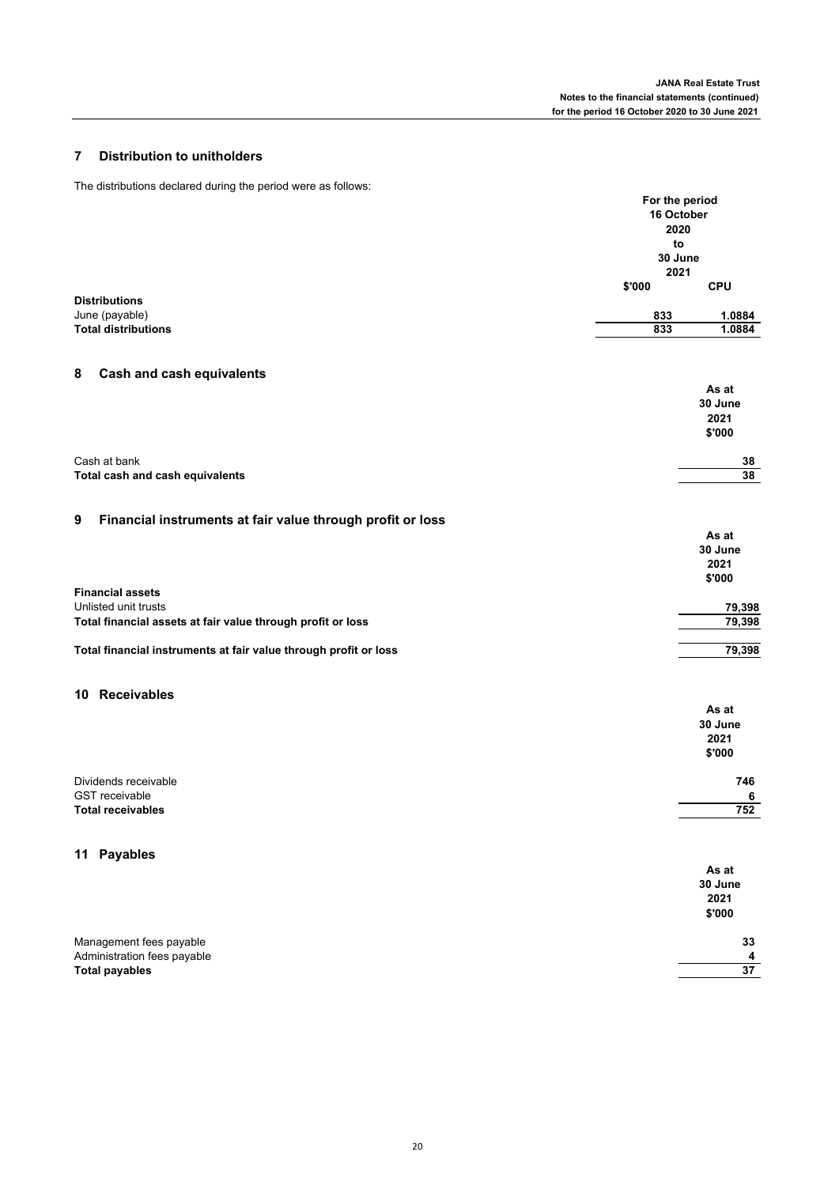## 7 Distribution to unitholders

The distributions declared during the period were as follows:

| | For the period 16 October 2020 to 30 June 2021 | |
|---|---|---|
| | $'000 | CPU |
| **Distributions** | | |
| June (payable) | 833 | 1.0884 |
| **Total distributions** | **833** | **1.0884** |

## 8 Cash and cash equivalents

| | As at 30 June 2021 $'000 |
|---|---|
| Cash at bank | 38 |
| **Total cash and cash equivalents** | **38** |

## 9 Financial instruments at fair value through profit or loss

| | As at 30 June 2021 $'000 |
|---|---|
| **Financial assets** | |
| Unlisted unit trusts | 79,398 |
| **Total financial assets at fair value through profit or loss** | **79,398** |
| | |
| **Total financial instruments at fair value through profit or loss** | **79,398** |

## 10 Receivables

| | As at 30 June 2021 $'000 |
|---|---|
| Dividends receivable | 746 |
| GST receivable | 6 |
| **Total receivables** | **752** |

## 11 Payables

| | As at 30 June 2021 $'000 |
|---|---|
| Management fees payable | 33 |
| Administration fees payable | 4 |
| **Total payables** | **37** |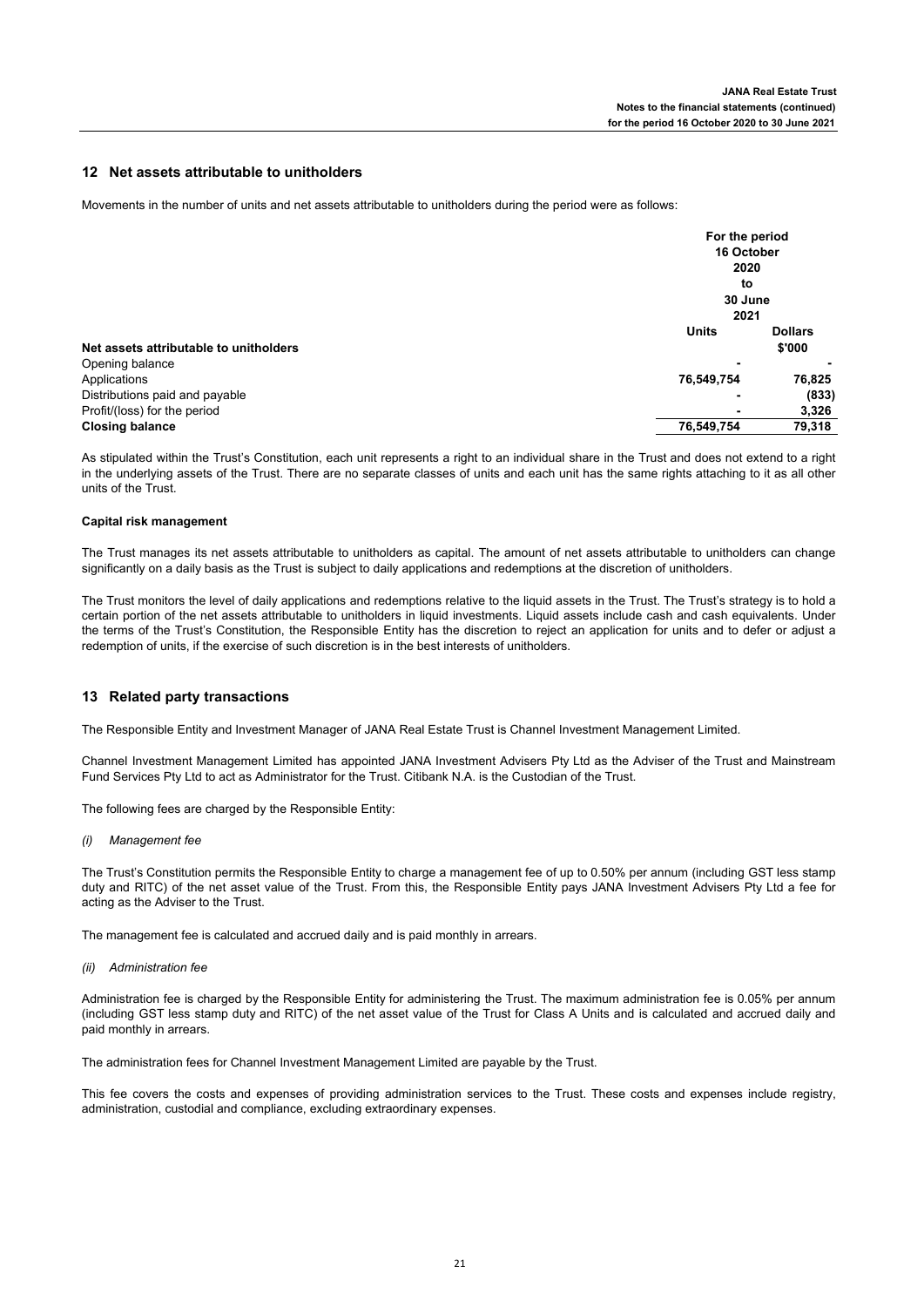## 12 Net assets attributable to unitholders

Movements in the number of units and net assets attributable to unitholders during the period were as follows:

| | For the period 16 October 2020 to 30 June 2021 | |
|---|---|---|
| **Net assets attributable to unitholders** | **Units** | **Dollars $'000** |
| Opening balance | - | - |
| Applications | 76,549,754 | 76,825 |
| Distributions paid and payable | - | (833) |
| Profit/(loss) for the period | - | 3,326 |
| **Closing balance** | **76,549,754** | **79,318** |

As stipulated within the Trust's Constitution, each unit represents a right to an individual share in the Trust and does not extend to a right in the underlying assets of the Trust. There are no separate classes of units and each unit has the same rights attaching to it as all other units of the Trust.

**Capital risk management**

The Trust manages its net assets attributable to unitholders as capital. The amount of net assets attributable to unitholders can change significantly on a daily basis as the Trust is subject to daily applications and redemptions at the discretion of unitholders.

The Trust monitors the level of daily applications and redemptions relative to the liquid assets in the Trust. The Trust's strategy is to hold a certain portion of the net assets attributable to unitholders in liquid investments. Liquid assets include cash and cash equivalents. Under the terms of the Trust's Constitution, the Responsible Entity has the discretion to reject an application for units and to defer or adjust a redemption of units, if the exercise of such discretion is in the best interests of unitholders.

## 13 Related party transactions

The Responsible Entity and Investment Manager of JANA Real Estate Trust is Channel Investment Management Limited.

Channel Investment Management Limited has appointed JANA Investment Advisers Pty Ltd as the Adviser of the Trust and Mainstream Fund Services Pty Ltd to act as Administrator for the Trust. Citibank N.A. is the Custodian of the Trust.

The following fees are charged by the Responsible Entity:

*(i) Management fee*

The Trust's Constitution permits the Responsible Entity to charge a management fee of up to 0.50% per annum (including GST less stamp duty and RITC) of the net asset value of the Trust. From this, the Responsible Entity pays JANA Investment Advisers Pty Ltd a fee for acting as the Adviser to the Trust.

The management fee is calculated and accrued daily and is paid monthly in arrears.

*(ii) Administration fee*

Administration fee is charged by the Responsible Entity for administering the Trust. The maximum administration fee is 0.05% per annum (including GST less stamp duty and RITC) of the net asset value of the Trust for Class A Units and is calculated and accrued daily and paid monthly in arrears.

The administration fees for Channel Investment Management Limited are payable by the Trust.

This fee covers the costs and expenses of providing administration services to the Trust. These costs and expenses include registry, administration, custodial and compliance, excluding extraordinary expenses.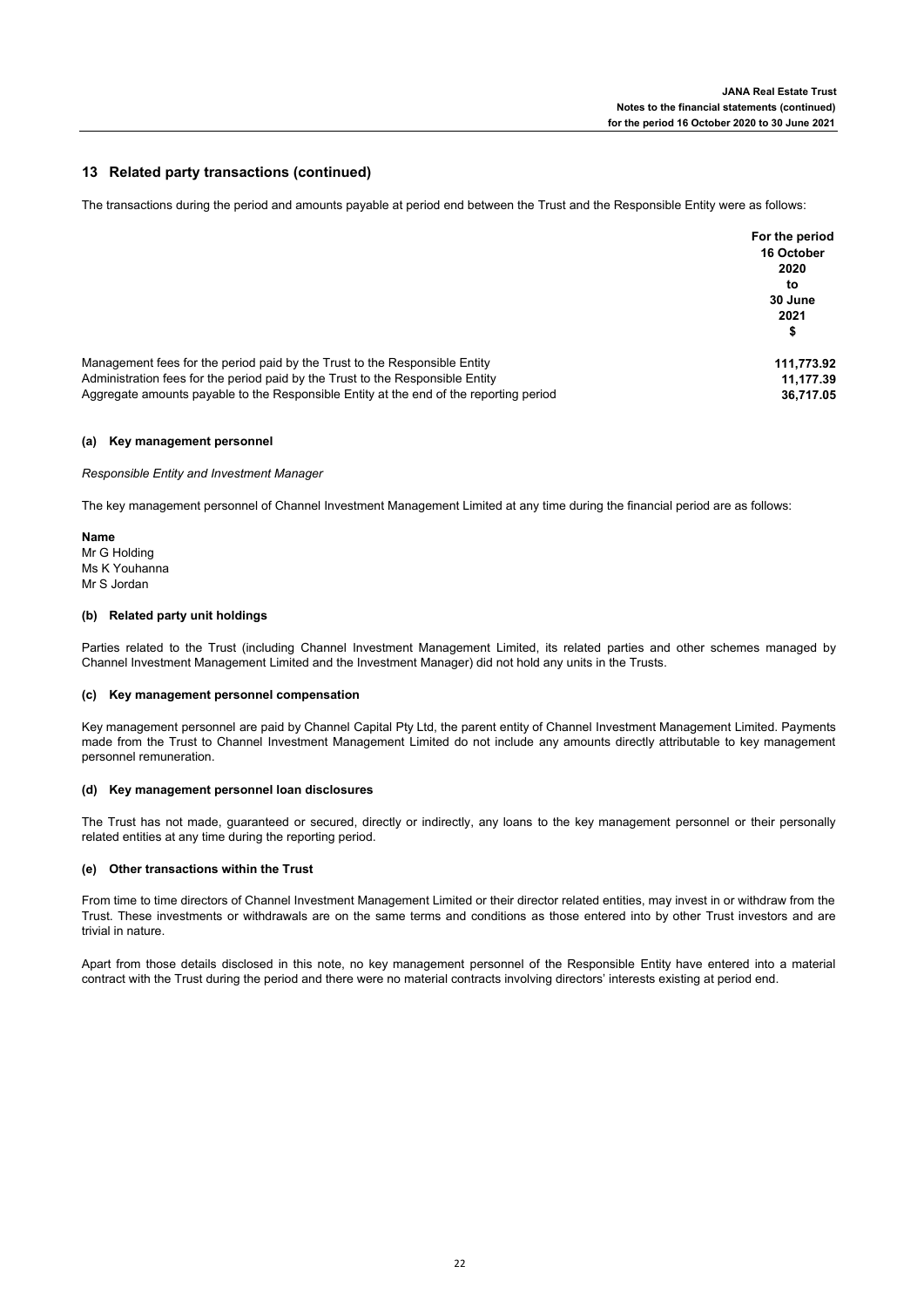## 13 Related party transactions (continued)

The transactions during the period and amounts payable at period end between the Trust and the Responsible Entity were as follows:

| | For the period 16 October 2020 to 30 June 2021 $ |
|---|---|
| Management fees for the period paid by the Trust to the Responsible Entity | **111,773.92** |
| Administration fees for the period paid by the Trust to the Responsible Entity | **11,177.39** |
| Aggregate amounts payable to the Responsible Entity at the end of the reporting period | **36,717.05** |

### (a) Key management personnel

*Responsible Entity and Investment Manager*

The key management personnel of Channel Investment Management Limited at any time during the financial period are as follows:

**Name**
Mr G Holding
Ms K Youhanna
Mr S Jordan

### (b) Related party unit holdings

Parties related to the Trust (including Channel Investment Management Limited, its related parties and other schemes managed by Channel Investment Management Limited and the Investment Manager) did not hold any units in the Trusts.

### (c) Key management personnel compensation

Key management personnel are paid by Channel Capital Pty Ltd, the parent entity of Channel Investment Management Limited. Payments made from the Trust to Channel Investment Management Limited do not include any amounts directly attributable to key management personnel remuneration.

### (d) Key management personnel loan disclosures

The Trust has not made, guaranteed or secured, directly or indirectly, any loans to the key management personnel or their personally related entities at any time during the reporting period.

### (e) Other transactions within the Trust

From time to time directors of Channel Investment Management Limited or their director related entities, may invest in or withdraw from the Trust. These investments or withdrawals are on the same terms and conditions as those entered into by other Trust investors and are trivial in nature.

Apart from those details disclosed in this note, no key management personnel of the Responsible Entity have entered into a material contract with the Trust during the period and there were no material contracts involving directors' interests existing at period end.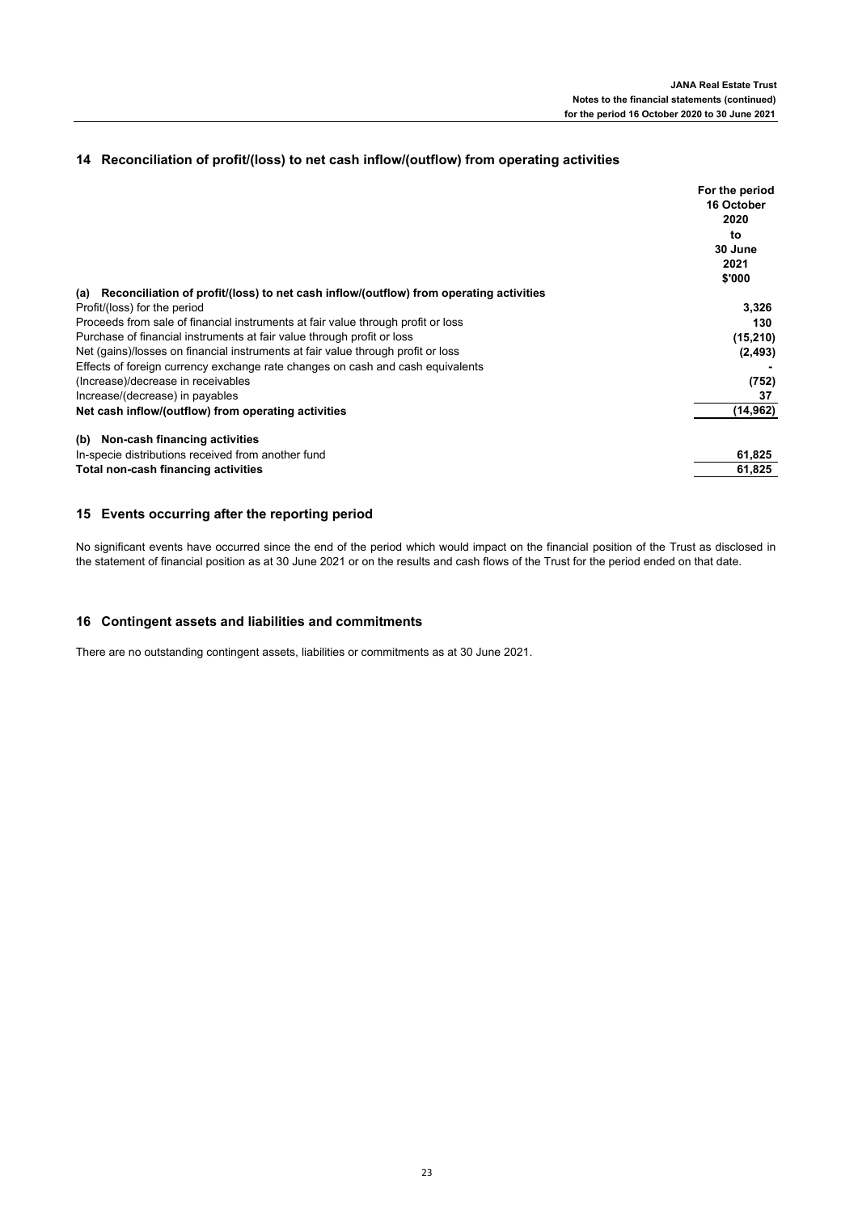## 14 Reconciliation of profit/(loss) to net cash inflow/(outflow) from operating activities

| | For the period 16 October 2020 to 30 June 2021 $'000 |
|---|---|
| **(a) Reconciliation of profit/(loss) to net cash inflow/(outflow) from operating activities** | |
| Profit/(loss) for the period | 3,326 |
| Proceeds from sale of financial instruments at fair value through profit or loss | 130 |
| Purchase of financial instruments at fair value through profit or loss | (15,210) |
| Net (gains)/losses on financial instruments at fair value through profit or loss | (2,493) |
| Effects of foreign currency exchange rate changes on cash and cash equivalents | - |
| (Increase)/decrease in receivables | (752) |
| Increase/(decrease) in payables | 37 |
| **Net cash inflow/(outflow) from operating activities** | **(14,962)** |
| | |
| **(b) Non-cash financing activities** | |
| In-specie distributions received from another fund | 61,825 |
| **Total non-cash financing activities** | **61,825** |

## 15 Events occurring after the reporting period

No significant events have occurred since the end of the period which would impact on the financial position of the Trust as disclosed in the statement of financial position as at 30 June 2021 or on the results and cash flows of the Trust for the period ended on that date.

## 16 Contingent assets and liabilities and commitments

There are no outstanding contingent assets, liabilities or commitments as at 30 June 2021.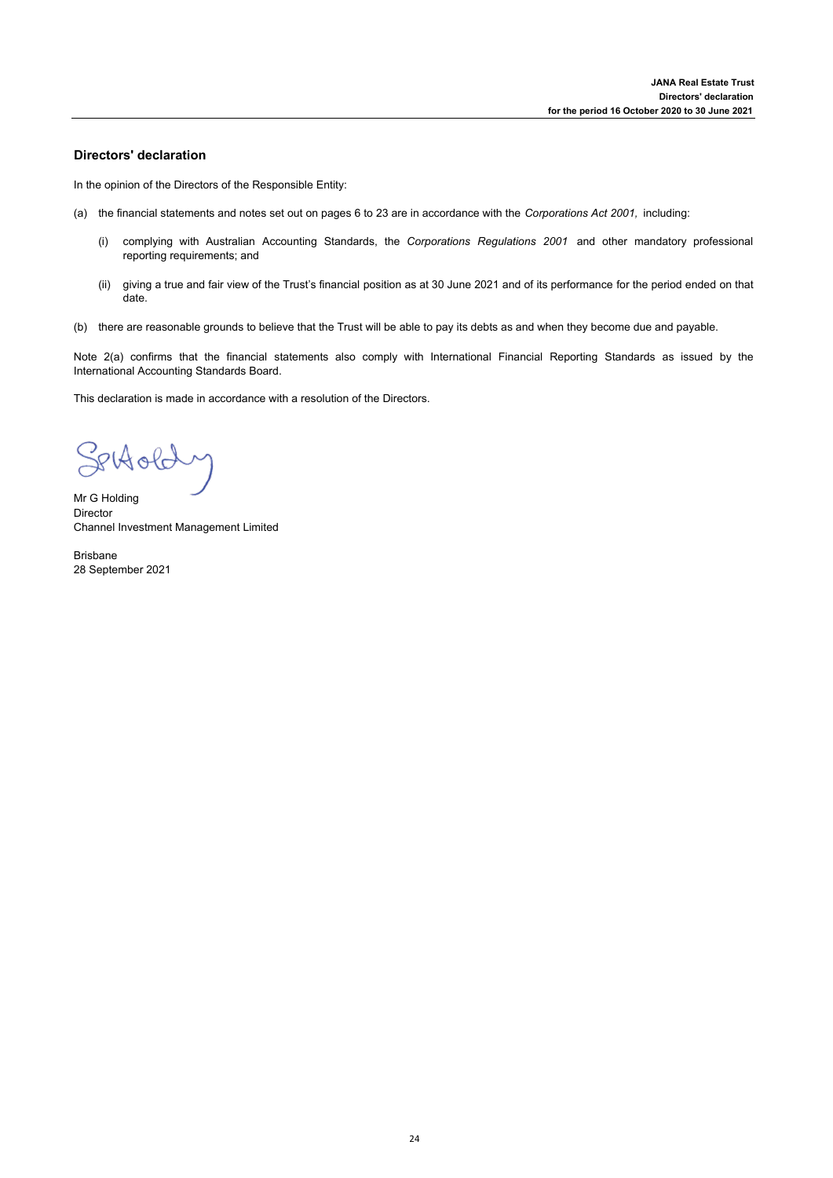## Directors' declaration

In the opinion of the Directors of the Responsible Entity:

(a) the financial statements and notes set out on pages 6 to 23 are in accordance with the *Corporations Act 2001,* including:

   (i) complying with Australian Accounting Standards, the *Corporations Regulations 2001* and other mandatory professional reporting requirements; and

   (ii) giving a true and fair view of the Trust's financial position as at 30 June 2021 and of its performance for the period ended on that date.

(b) there are reasonable grounds to believe that the Trust will be able to pay its debts as and when they become due and payable.

Note 2(a) confirms that the financial statements also comply with International Financial Reporting Standards as issued by the International Accounting Standards Board.

This declaration is made in accordance with a resolution of the Directors.

Mr G Holding
Director
Channel Investment Management Limited

Brisbane
28 September 2021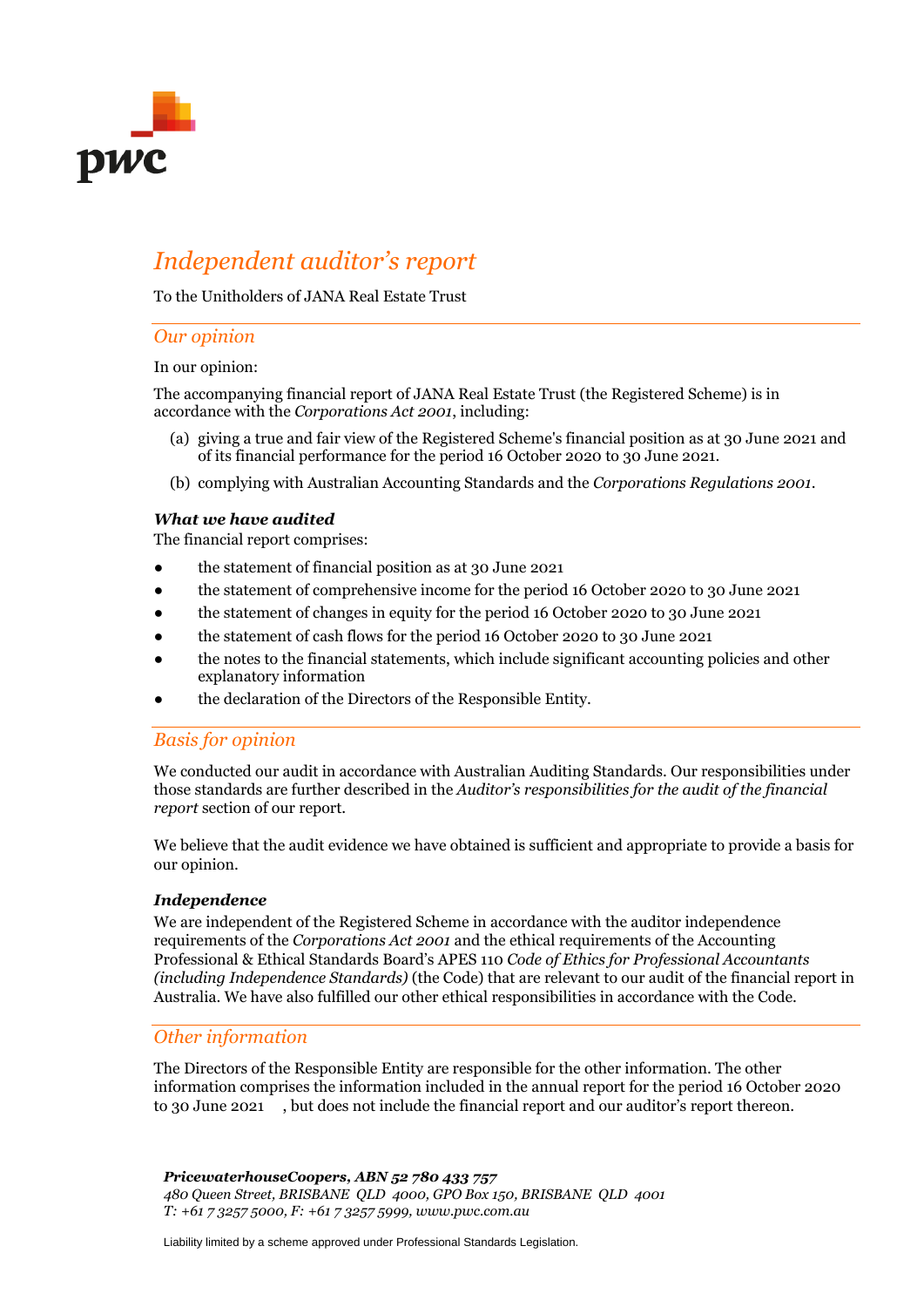# *Independent auditor's report*

To the Unitholders of JANA Real Estate Trust

## *Our opinion*

In our opinion:

The accompanying financial report of JANA Real Estate Trust (the Registered Scheme) is in accordance with the *Corporations Act 2001*, including:

(a) giving a true and fair view of the Registered Scheme's financial position as at 30 June 2021 and of its financial performance for the period 16 October 2020 to 30 June 2021.

(b) complying with Australian Accounting Standards and the *Corporations Regulations 2001*.

### ***What we have audited***

The financial report comprises:

- the statement of financial position as at 30 June 2021
- the statement of comprehensive income for the period 16 October 2020 to 30 June 2021
- the statement of changes in equity for the period 16 October 2020 to 30 June 2021
- the statement of cash flows for the period 16 October 2020 to 30 June 2021
- the notes to the financial statements, which include significant accounting policies and other explanatory information
- the declaration of the Directors of the Responsible Entity.

## *Basis for opinion*

We conducted our audit in accordance with Australian Auditing Standards. Our responsibilities under those standards are further described in the *Auditor's responsibilities for the audit of the financial report* section of our report.

We believe that the audit evidence we have obtained is sufficient and appropriate to provide a basis for our opinion.

### ***Independence***

We are independent of the Registered Scheme in accordance with the auditor independence requirements of the *Corporations Act 2001* and the ethical requirements of the Accounting Professional & Ethical Standards Board's APES 110 *Code of Ethics for Professional Accountants (including Independence Standards)* (the Code) that are relevant to our audit of the financial report in Australia. We have also fulfilled our other ethical responsibilities in accordance with the Code.

## *Other information*

The Directors of the Responsible Entity are responsible for the other information. The other information comprises the information included in the annual report for the period 16 October 2020 to 30 June 2021 , but does not include the financial report and our auditor's report thereon.

***PricewaterhouseCoopers, ABN 52 780 433 757***
*480 Queen Street, BRISBANE QLD 4000, GPO Box 150, BRISBANE QLD 4001*
*T: +61 7 3257 5000, F: +61 7 3257 5999, www.pwc.com.au*

Liability limited by a scheme approved under Professional Standards Legislation.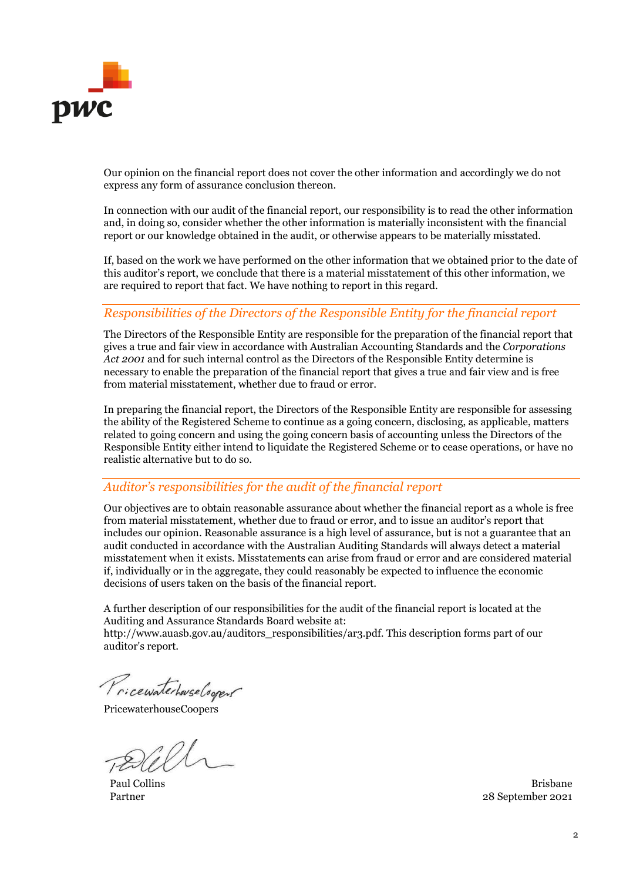Our opinion on the financial report does not cover the other information and accordingly we do not express any form of assurance conclusion thereon.

In connection with our audit of the financial report, our responsibility is to read the other information and, in doing so, consider whether the other information is materially inconsistent with the financial report or our knowledge obtained in the audit, or otherwise appears to be materially misstated.

If, based on the work we have performed on the other information that we obtained prior to the date of this auditor's report, we conclude that there is a material misstatement of this other information, we are required to report that fact. We have nothing to report in this regard.

## *Responsibilities of the Directors of the Responsible Entity for the financial report*

The Directors of the Responsible Entity are responsible for the preparation of the financial report that gives a true and fair view in accordance with Australian Accounting Standards and the *Corporations Act 2001* and for such internal control as the Directors of the Responsible Entity determine is necessary to enable the preparation of the financial report that gives a true and fair view and is free from material misstatement, whether due to fraud or error.

In preparing the financial report, the Directors of the Responsible Entity are responsible for assessing the ability of the Registered Scheme to continue as a going concern, disclosing, as applicable, matters related to going concern and using the going concern basis of accounting unless the Directors of the Responsible Entity either intend to liquidate the Registered Scheme or to cease operations, or have no realistic alternative but to do so.

## *Auditor's responsibilities for the audit of the financial report*

Our objectives are to obtain reasonable assurance about whether the financial report as a whole is free from material misstatement, whether due to fraud or error, and to issue an auditor's report that includes our opinion. Reasonable assurance is a high level of assurance, but is not a guarantee that an audit conducted in accordance with the Australian Auditing Standards will always detect a material misstatement when it exists. Misstatements can arise from fraud or error and are considered material if, individually or in the aggregate, they could reasonably be expected to influence the economic decisions of users taken on the basis of the financial report.

A further description of our responsibilities for the audit of the financial report is located at the Auditing and Assurance Standards Board website at: http://www.auasb.gov.au/auditors_responsibilities/ar3.pdf. This description forms part of our auditor's report.

PricewaterhouseCoopers

Paul Collins
Partner

Brisbane
28 September 2021